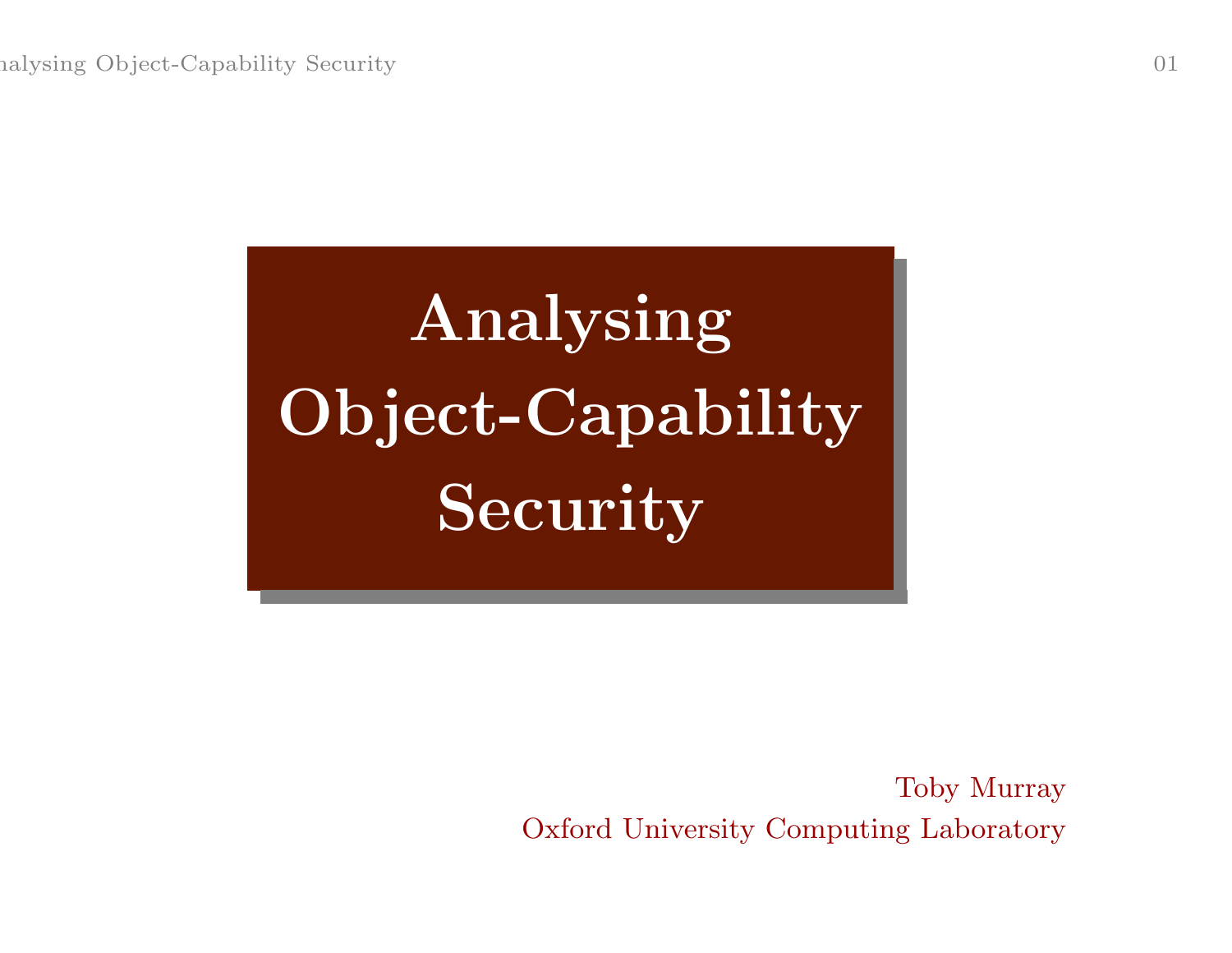# Analysing Object-Capability Security

Toby Murray

Oxford University Computing Laboratory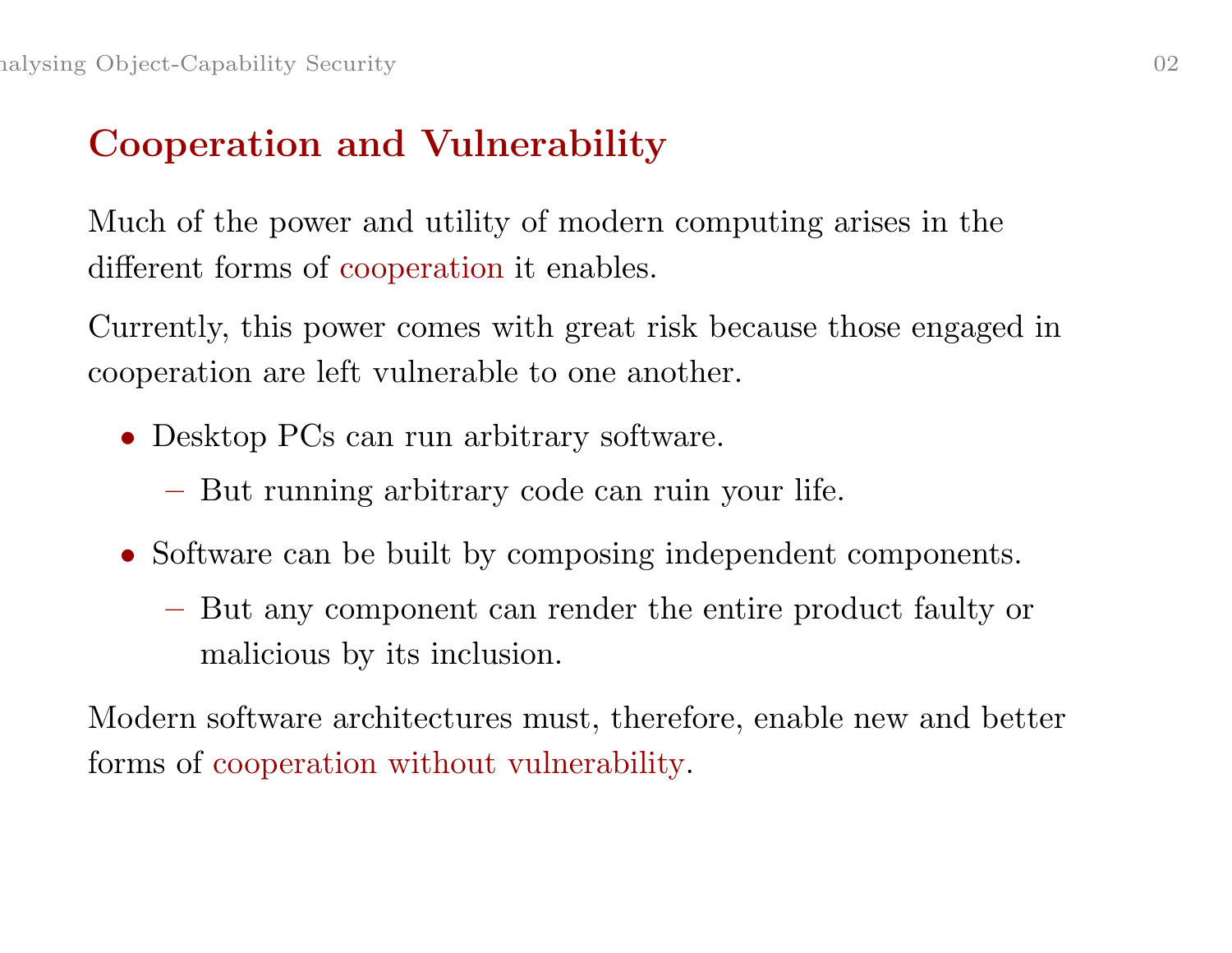## Cooperation and Vulnerability

Much of the power and utility of modern computing arises in the different forms of cooperation it enables.

Currently, this power comes with great risk because those engaged in cooperation are left vulnerable to one another.

- Desktop PCs can run arbitrary software.
  - But running arbitrary code can ruin your life.
- Software can be built by composing independent components.
  - But any component can render the entire product faulty or malicious by its inclusion.

Modern software architectures must, therefore, enable new and better forms of cooperation without vulnerability.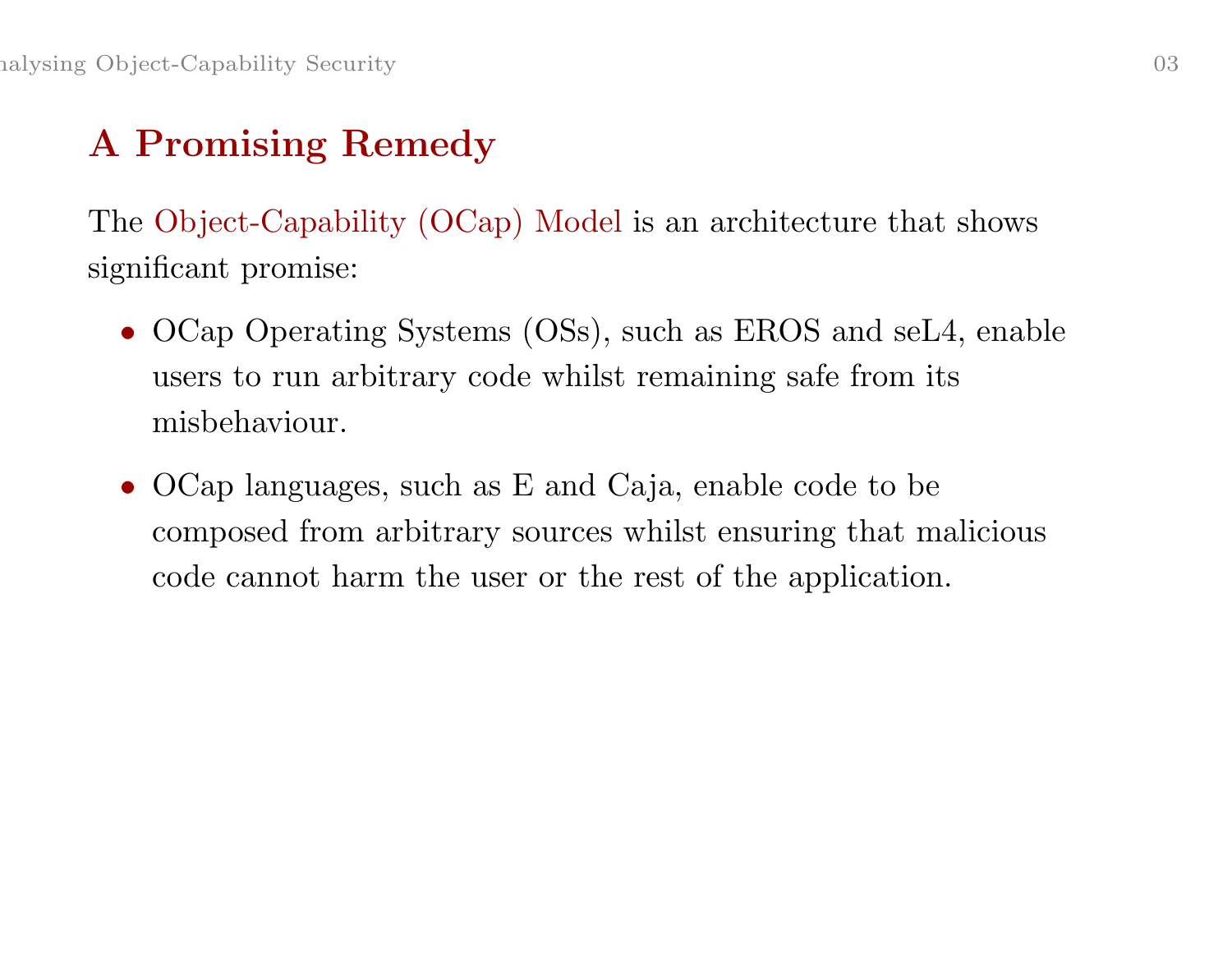## A Promising Remedy

The Object-Capability (OCap) Model is an architecture that shows significant promise:

- OCap Operating Systems (OSs), such as EROS and seL4, enable users to run arbitrary code whilst remaining safe from its misbehaviour.
- OCap languages, such as E and Caja, enable code to be composed from arbitrary sources whilst ensuring that malicious code cannot harm the user or the rest of the application.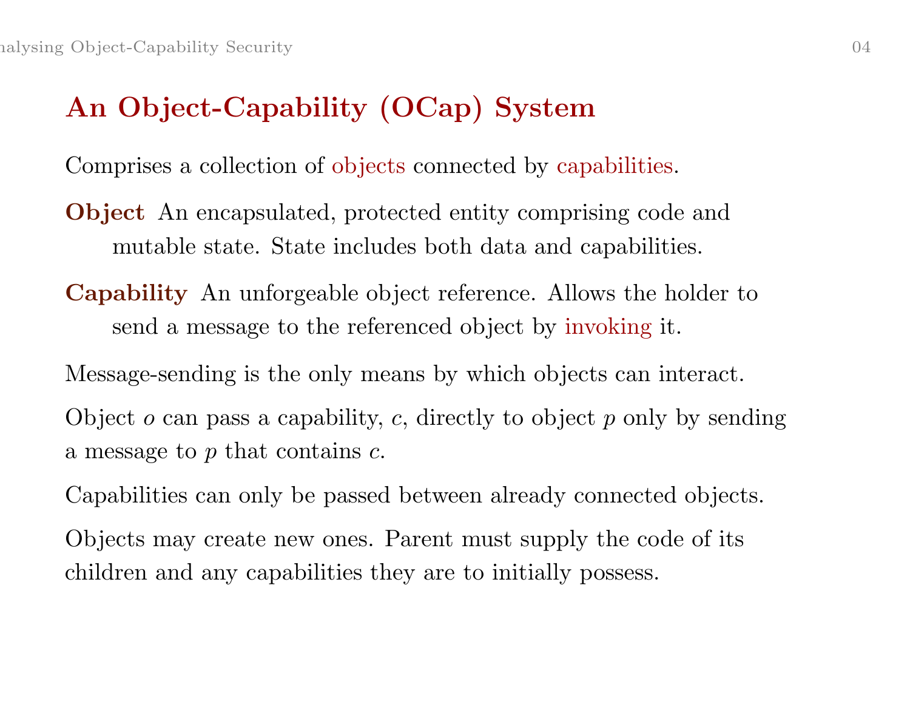## An Object-Capability (OCap) System

Comprises a collection of objects connected by capabilities.

**Object** An encapsulated, protected entity comprising code and mutable state. State includes both data and capabilities.

**Capability** An unforgeable object reference. Allows the holder to send a message to the referenced object by invoking it.

Message-sending is the only means by which objects can interact.

Object $o$ can pass a capability, $c$, directly to object $p$ only by sending a message to $p$ that contains $c$.

Capabilities can only be passed between already connected objects.

Objects may create new ones. Parent must supply the code of its children and any capabilities they are to initially possess.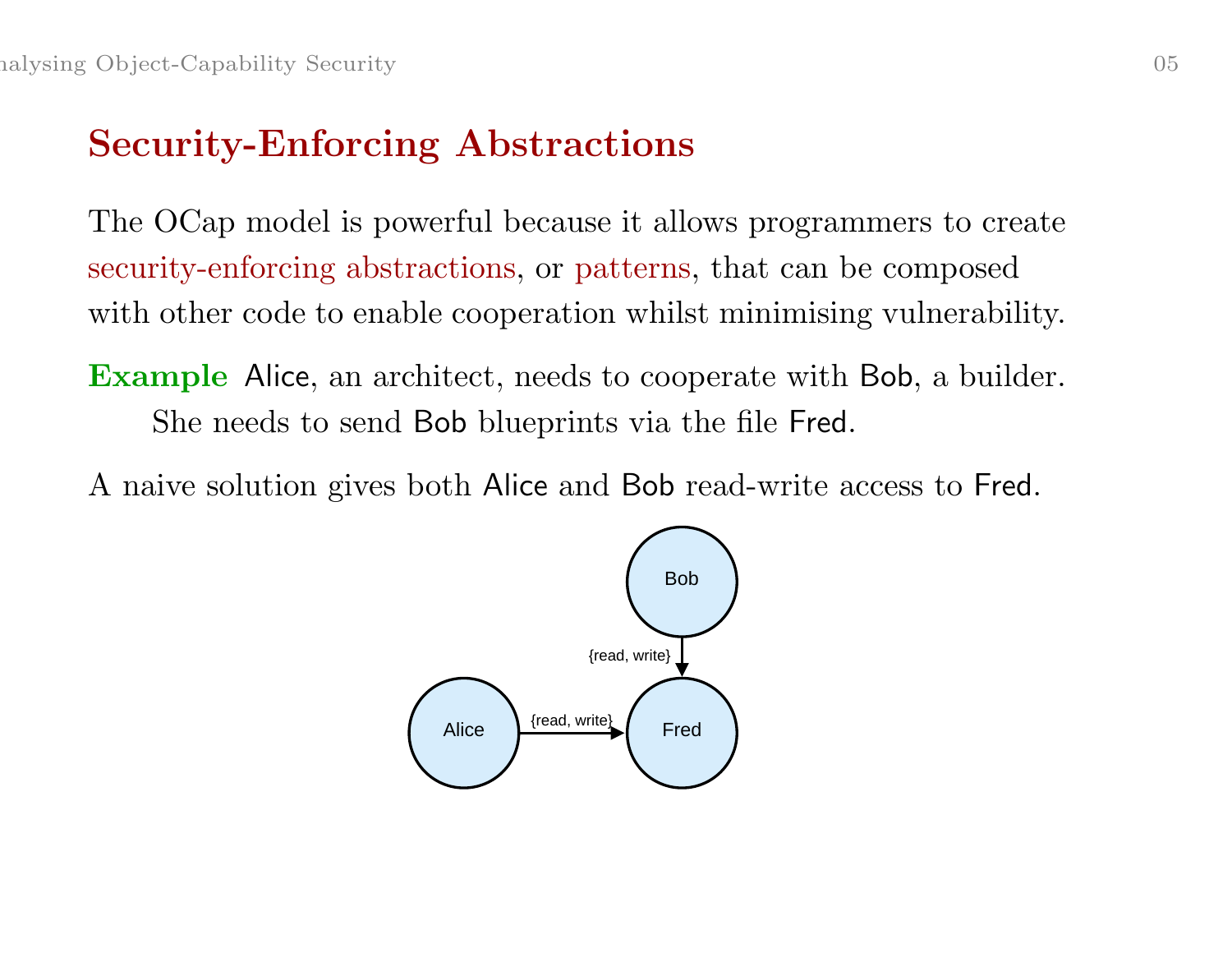## Security-Enforcing Abstractions

The OCap model is powerful because it allows programmers to create security-enforcing abstractions, or patterns, that can be composed with other code to enable cooperation whilst minimising vulnerability.

**Example** Alice, an architect, needs to cooperate with Bob, a builder. She needs to send Bob blueprints via the file Fred.

A naive solution gives both Alice and Bob read-write access to Fred.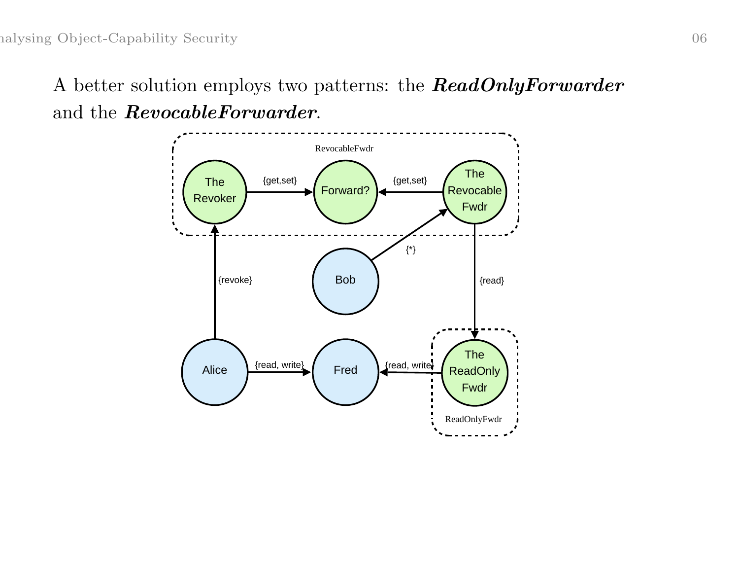A better solution employs two patterns: the ***ReadOnlyForwarder*** and the ***RevocableForwarder***.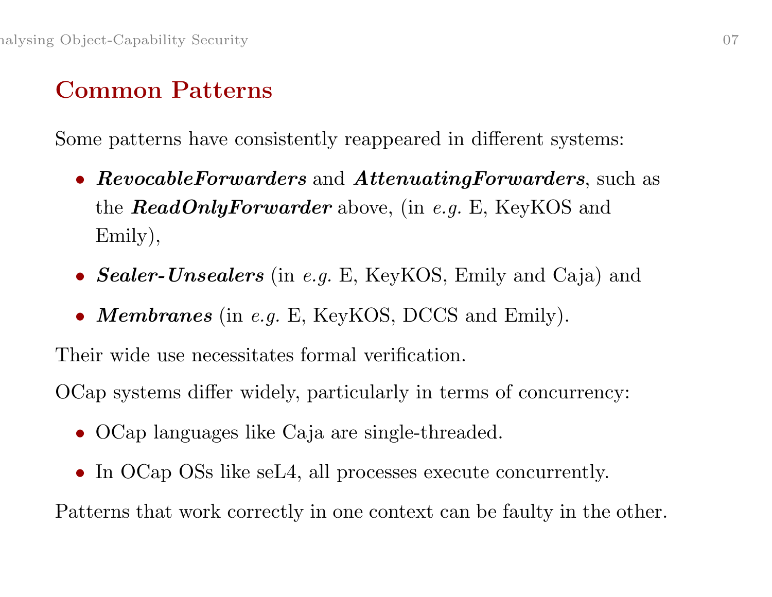## Common Patterns

Some patterns have consistently reappeared in different systems:

- ***RevocableForwarders*** and ***AttenuatingForwarders***, such as the ***ReadOnlyForwarder*** above, (in *e.g.* E, KeyKOS and Emily),
- ***Sealer-Unsealers*** (in *e.g.* E, KeyKOS, Emily and Caja) and
- ***Membranes*** (in *e.g.* E, KeyKOS, DCCS and Emily).

Their wide use necessitates formal verification.

OCap systems differ widely, particularly in terms of concurrency:

- OCap languages like Caja are single-threaded.
- In OCap OSs like seL4, all processes execute concurrently.

Patterns that work correctly in one context can be faulty in the other.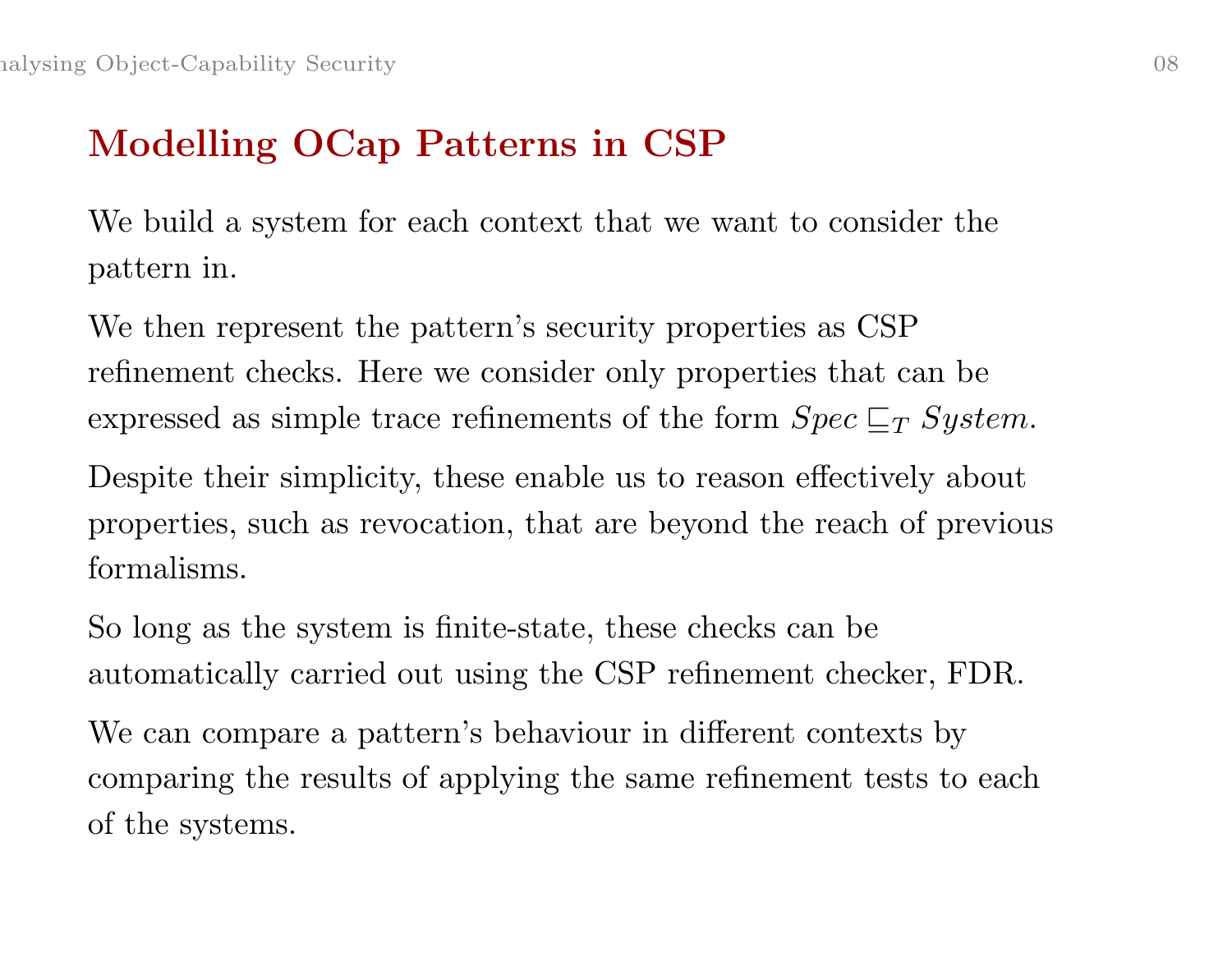# Modelling OCap Patterns in CSP

We build a system for each context that we want to consider the pattern in.

We then represent the pattern's security properties as CSP refinement checks. Here we consider only properties that can be expressed as simple trace refinements of the form $Spec \sqsubseteq_T System$.

Despite their simplicity, these enable us to reason effectively about properties, such as revocation, that are beyond the reach of previous formalisms.

So long as the system is finite-state, these checks can be automatically carried out using the CSP refinement checker, FDR.

We can compare a pattern's behaviour in different contexts by comparing the results of applying the same refinement tests to each of the systems.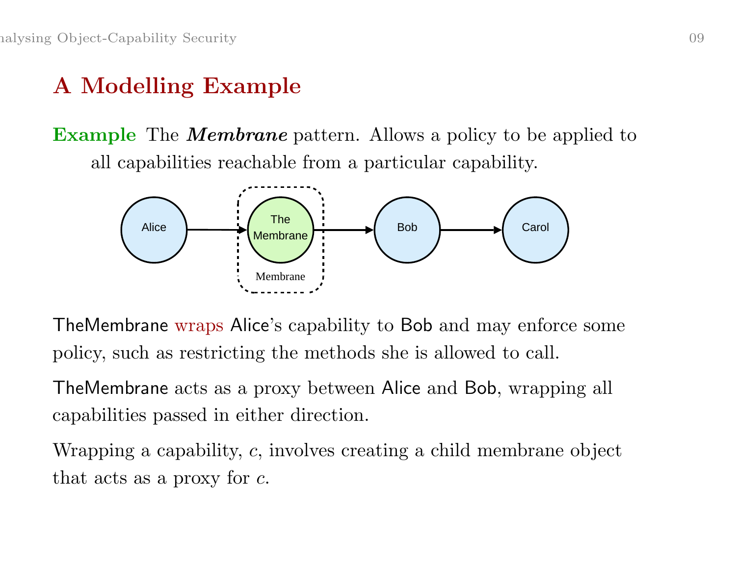# A Modelling Example

**Example** The ***Membrane*** pattern. Allows a policy to be applied to all capabilities reachable from a particular capability.

TheMembrane wraps Alice's capability to Bob and may enforce some policy, such as restricting the methods she is allowed to call.

TheMembrane acts as a proxy between Alice and Bob, wrapping all capabilities passed in either direction.

Wrapping a capability, $c$, involves creating a child membrane object that acts as a proxy for $c$.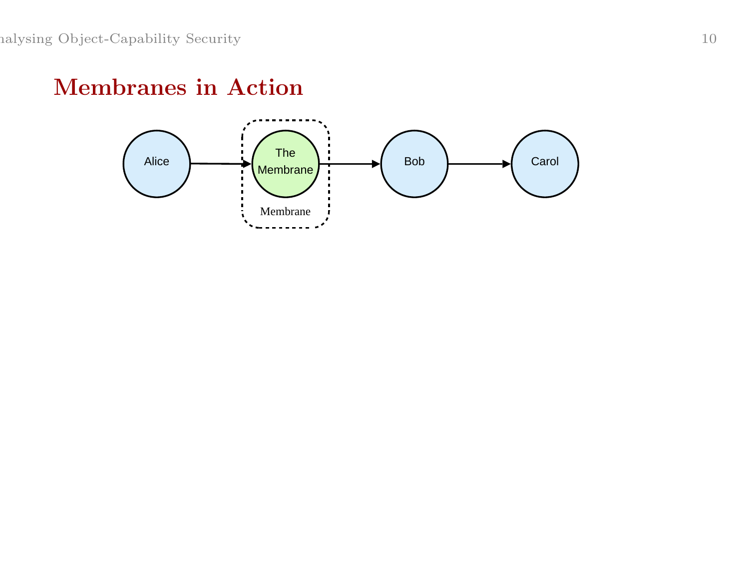# Membranes in Action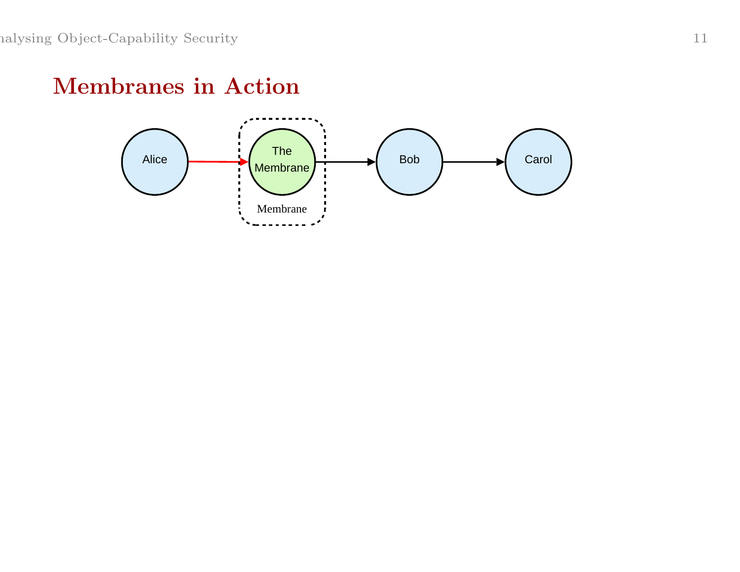# Membranes in Action

Alice → The Membrane → Bob → Carol

Membrane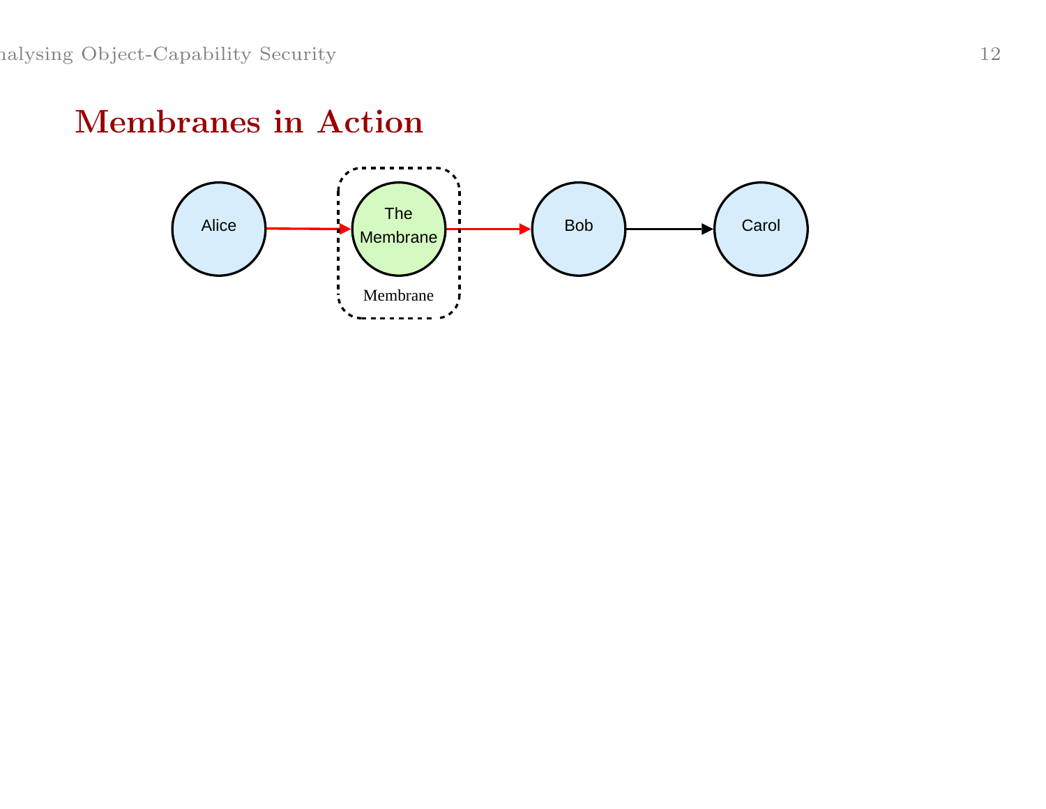# Membranes in Action

Alice → The Membrane → Bob → Carol

Membrane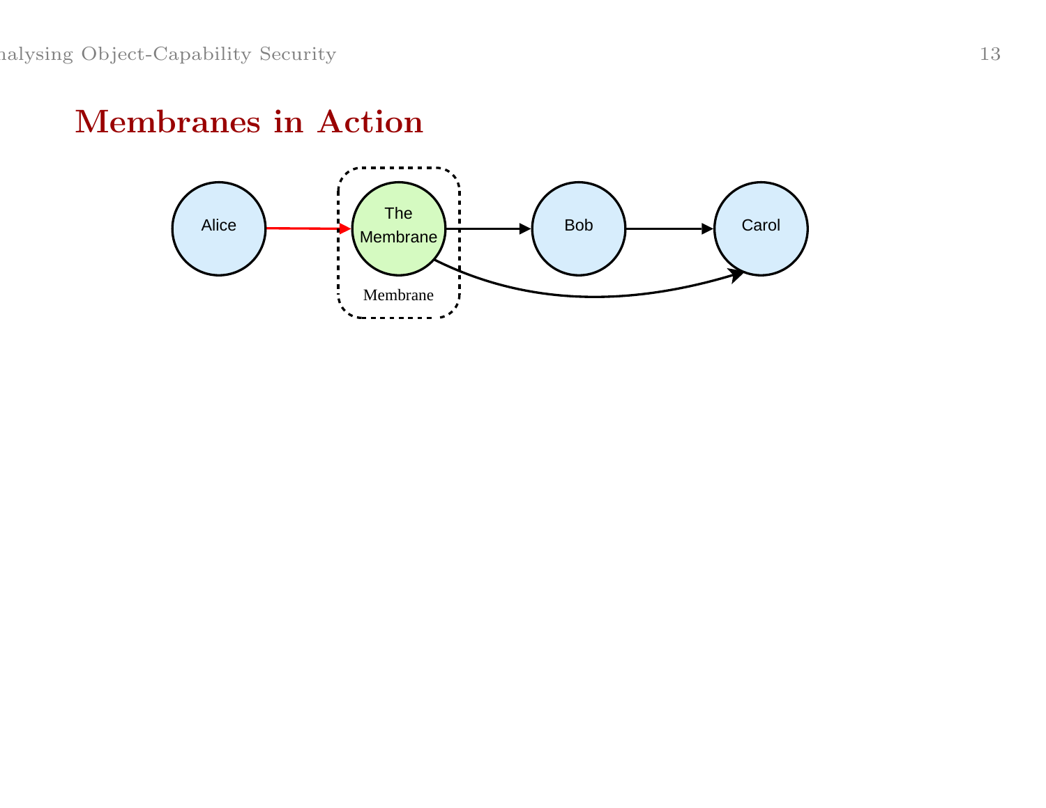## Membranes in Action

Alice

The Membrane

Membrane

Bob

Carol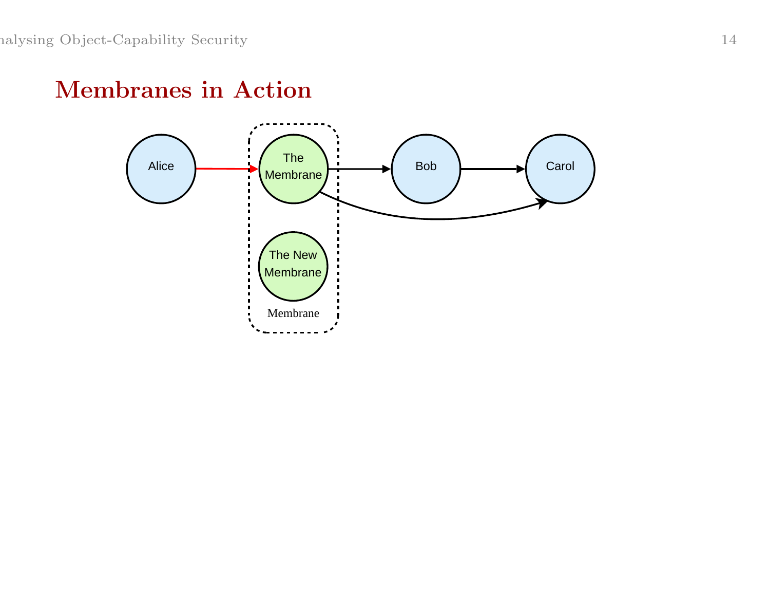# Membranes in Action

Alice → The Membrane → Bob → Carol

The New Membrane

Membrane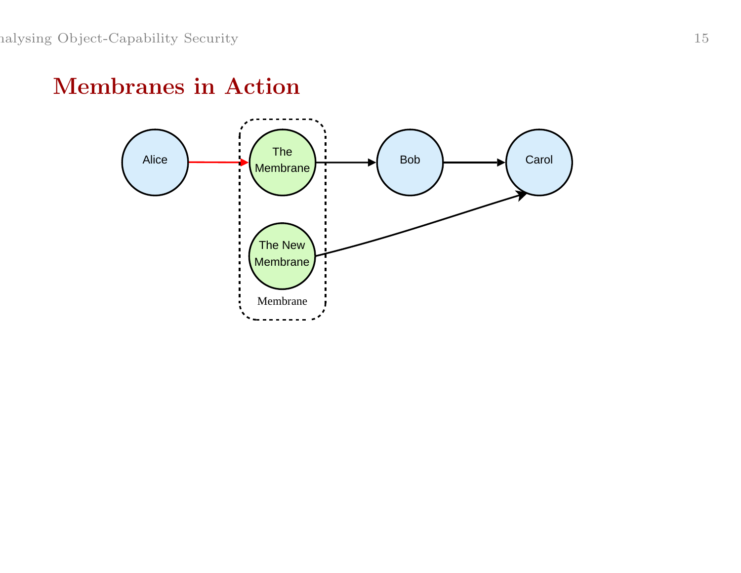# Membranes in Action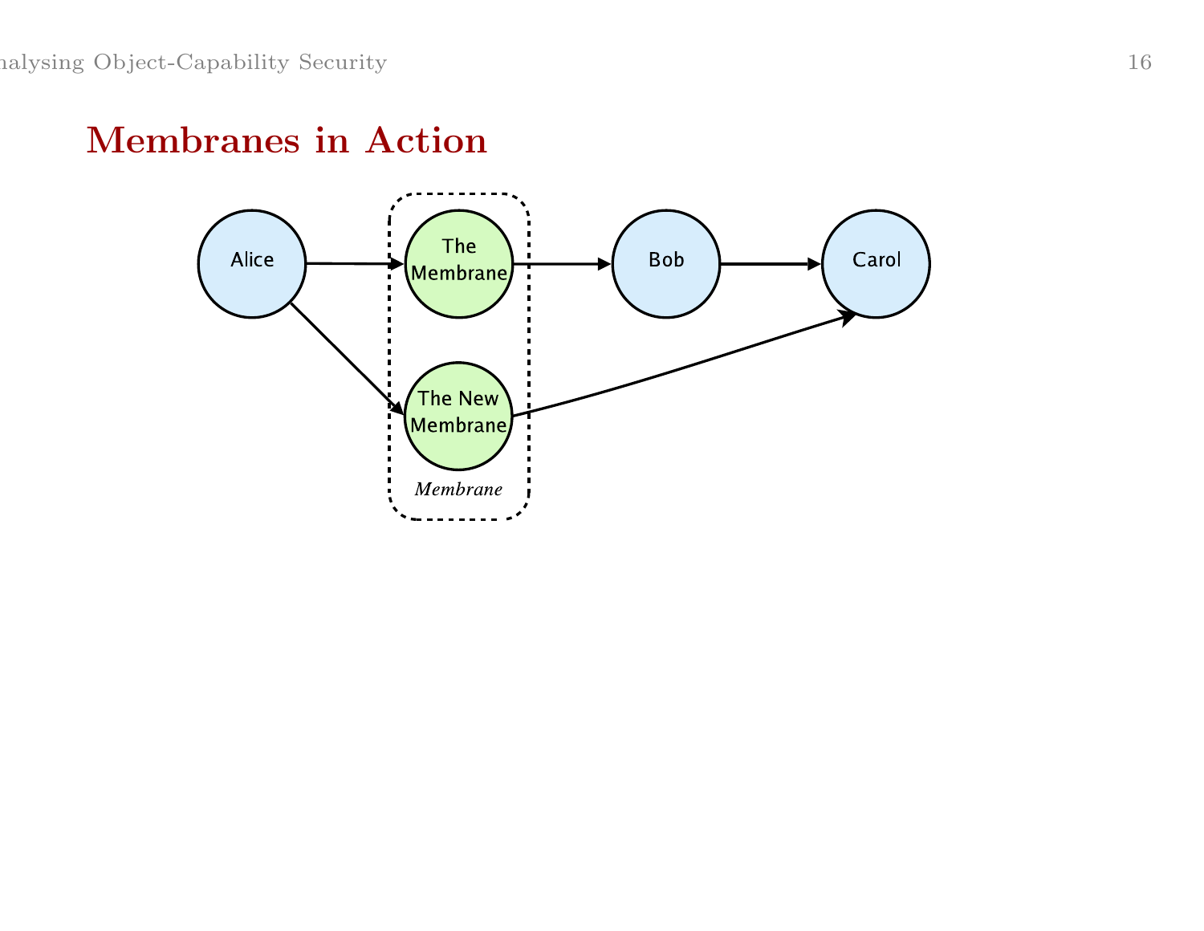# Membranes in Action

Alice

The Membrane

Bob

Carol

The New Membrane

*Membrane*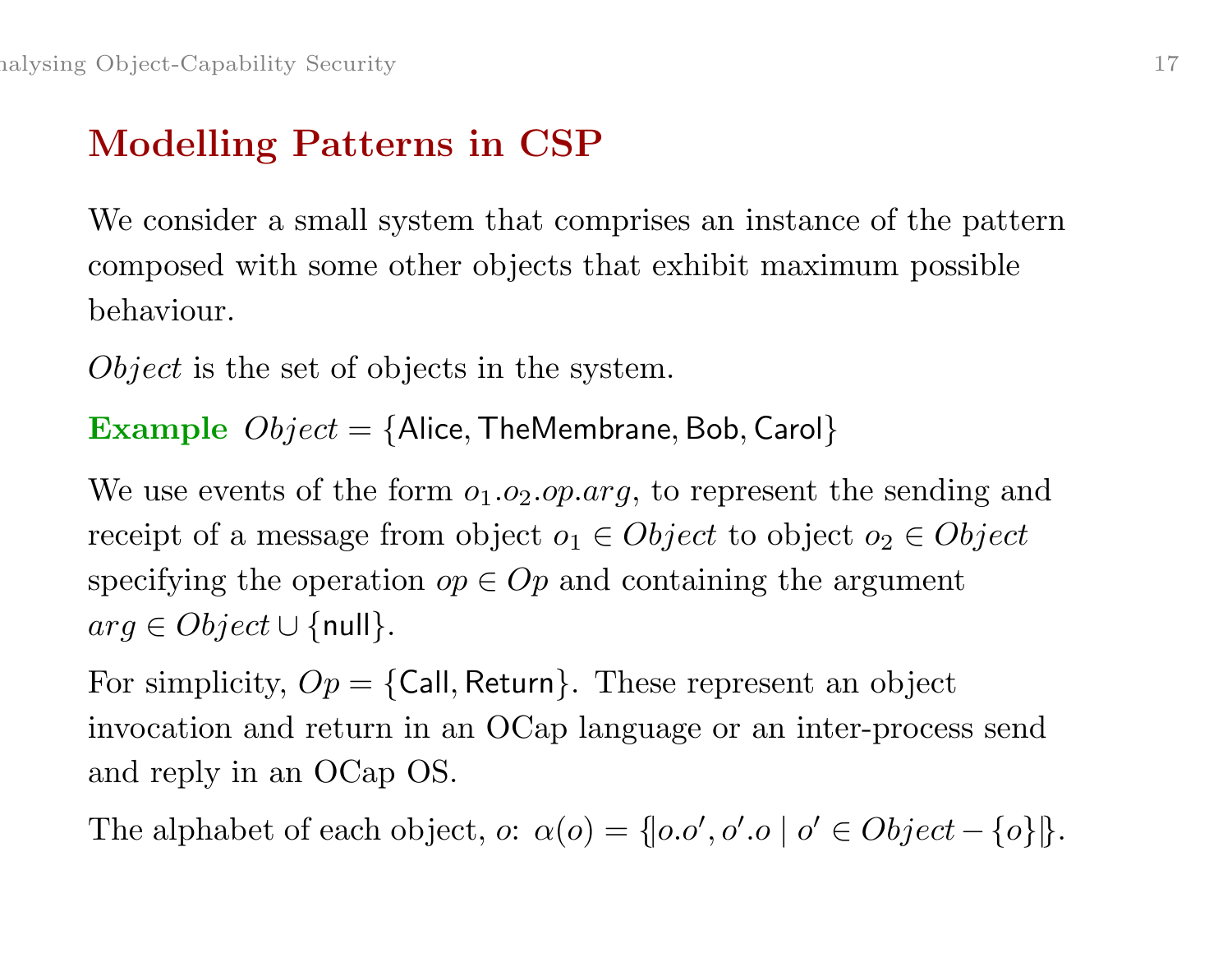## Modelling Patterns in CSP

We consider a small system that comprises an instance of the pattern composed with some other objects that exhibit maximum possible behaviour.

*Object* is the set of objects in the system.

**Example** $Object = \{\mathsf{Alice}, \mathsf{TheMembrane}, \mathsf{Bob}, \mathsf{Carol}\}$

We use events of the form $o_1.o_2.op.arg$, to represent the sending and receipt of a message from object $o_1 \in Object$ to object $o_2 \in Object$ specifying the operation $op \in Op$ and containing the argument $arg \in Object \cup \{\mathsf{null}\}$.

For simplicity, $Op = \{\mathsf{Call}, \mathsf{Return}\}$. These represent an object invocation and return in an OCap language or an inter-process send and reply in an OCap OS.

The alphabet of each object, $o$: $\alpha(o) = \{| o.o', o'.o \mid o' \in Object - \{o\} |\}$.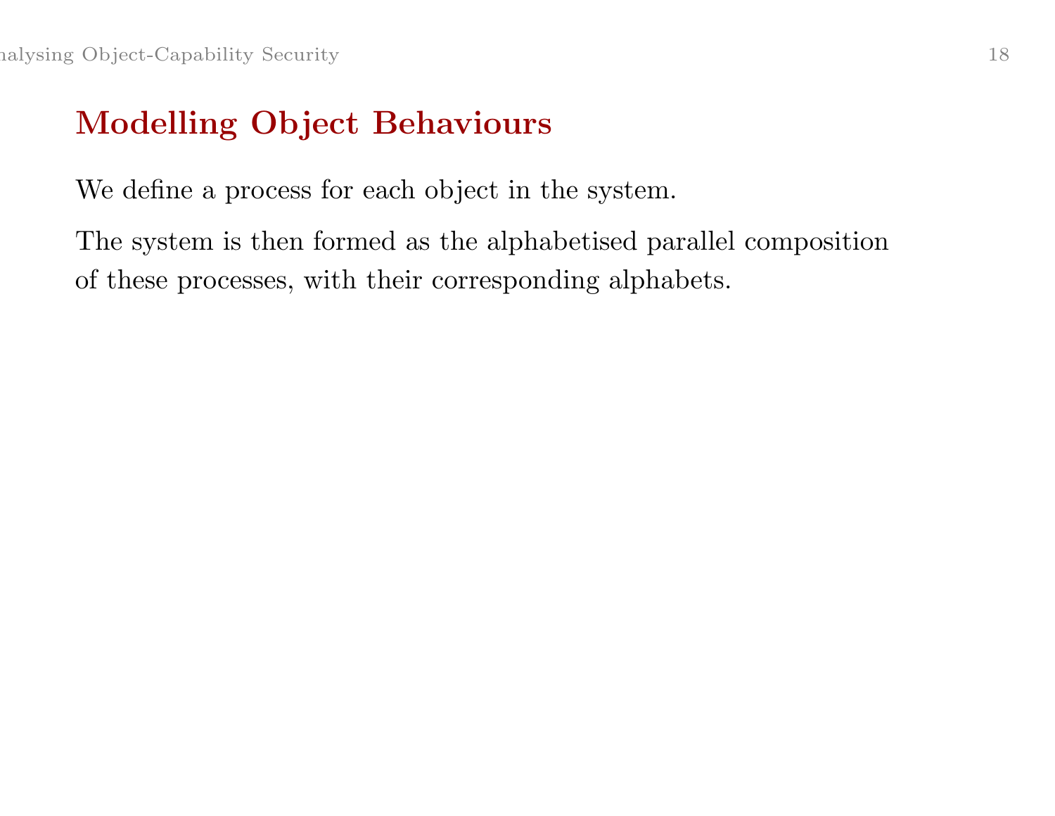# Modelling Object Behaviours

We define a process for each object in the system.

The system is then formed as the alphabetised parallel composition of these processes, with their corresponding alphabets.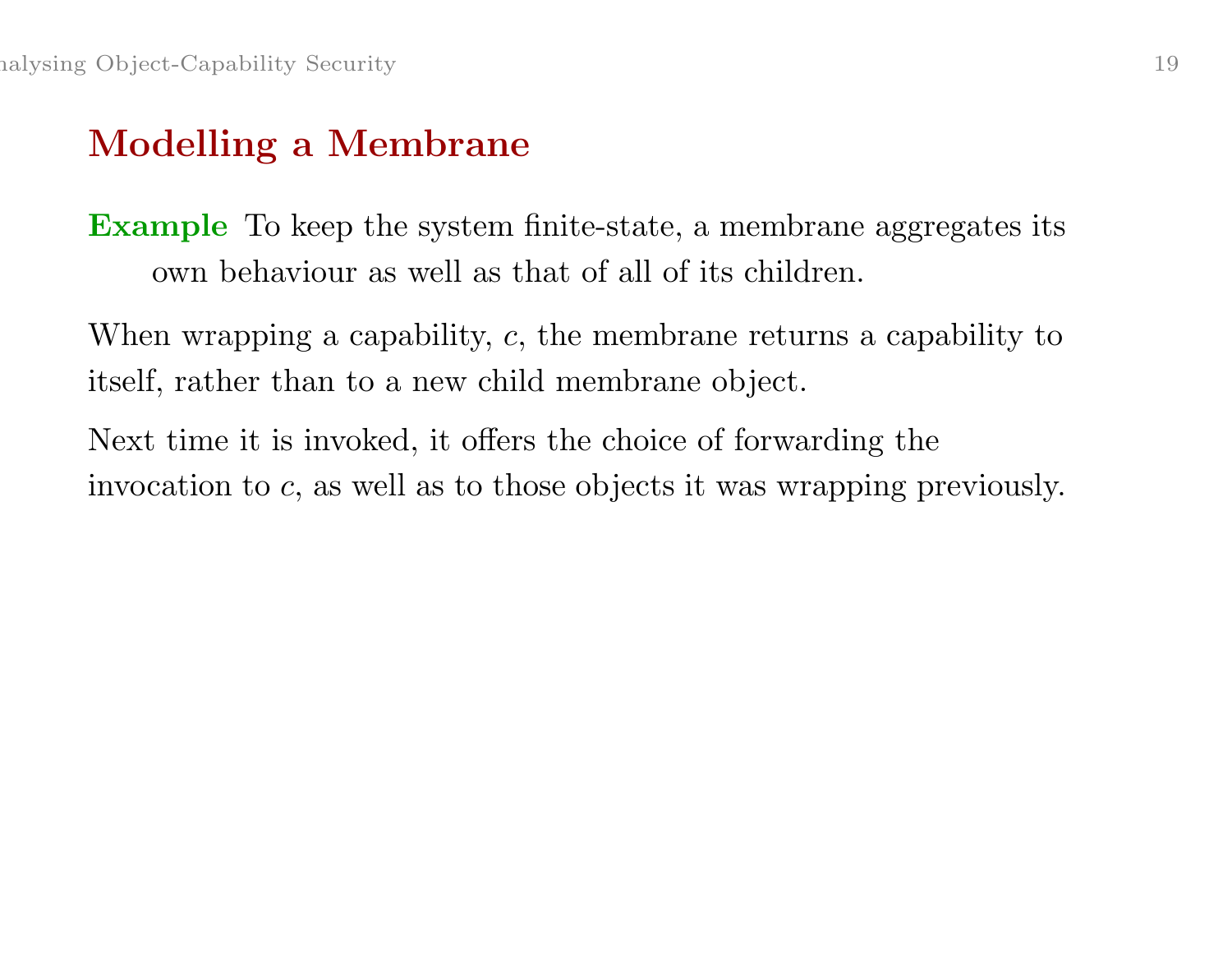## Modelling a Membrane

**Example** To keep the system finite-state, a membrane aggregates its own behaviour as well as that of all of its children.

When wrapping a capability, $c$, the membrane returns a capability to itself, rather than to a new child membrane object.

Next time it is invoked, it offers the choice of forwarding the invocation to $c$, as well as to those objects it was wrapping previously.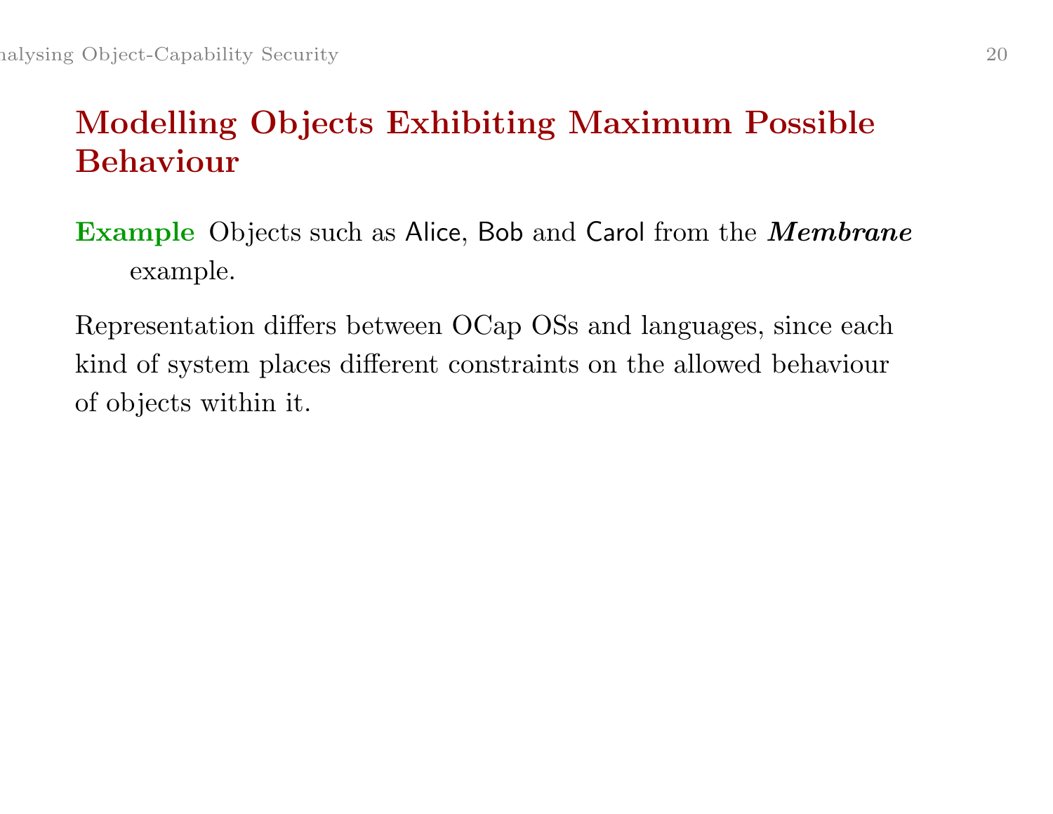## Modelling Objects Exhibiting Maximum Possible Behaviour

**Example** Objects such as Alice, Bob and Carol from the ***Membrane*** example.

Representation differs between OCap OSs and languages, since each kind of system places different constraints on the allowed behaviour of objects within it.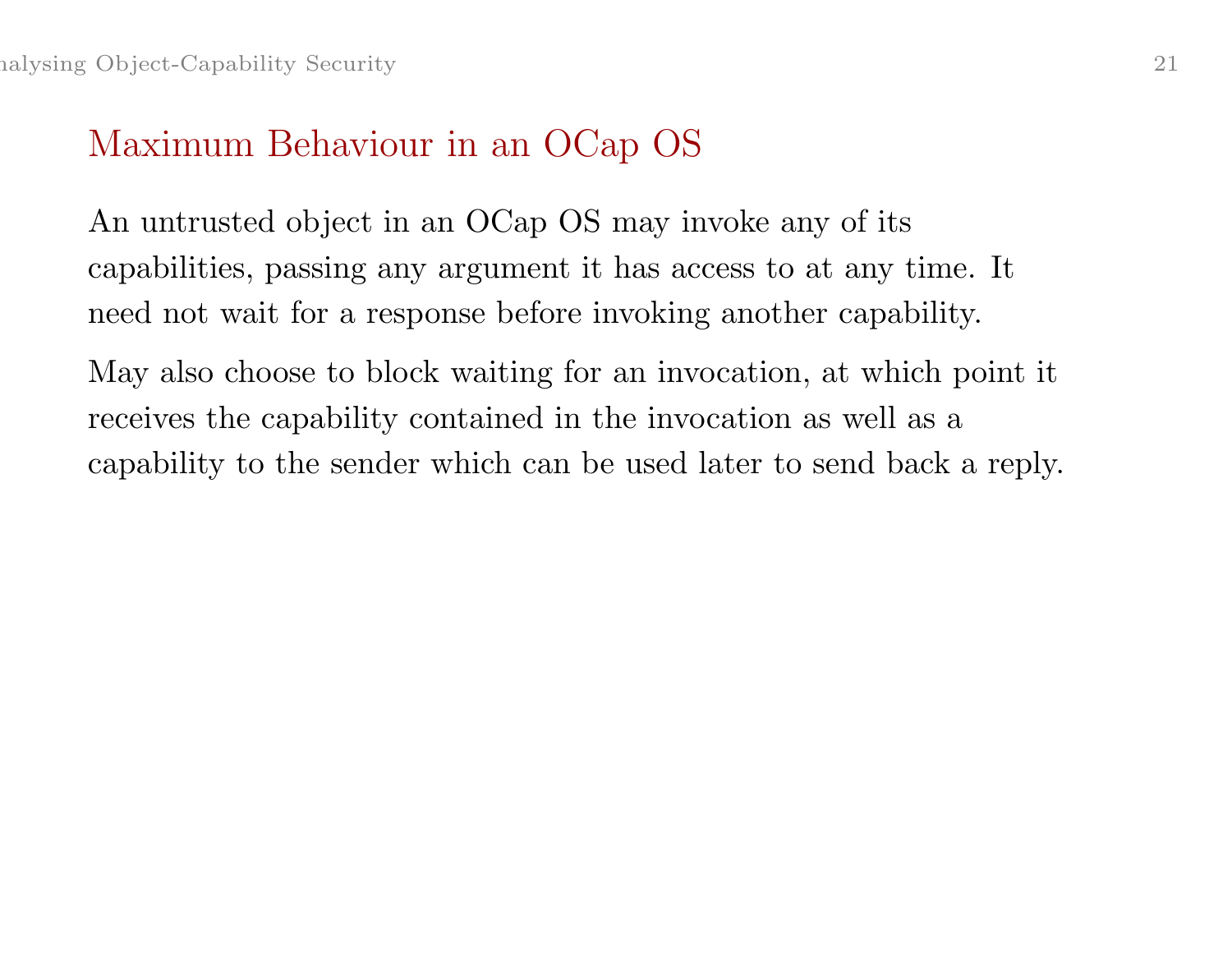## Maximum Behaviour in an OCap OS

An untrusted object in an OCap OS may invoke any of its capabilities, passing any argument it has access to at any time. It need not wait for a response before invoking another capability.

May also choose to block waiting for an invocation, at which point it receives the capability contained in the invocation as well as a capability to the sender which can be used later to send back a reply.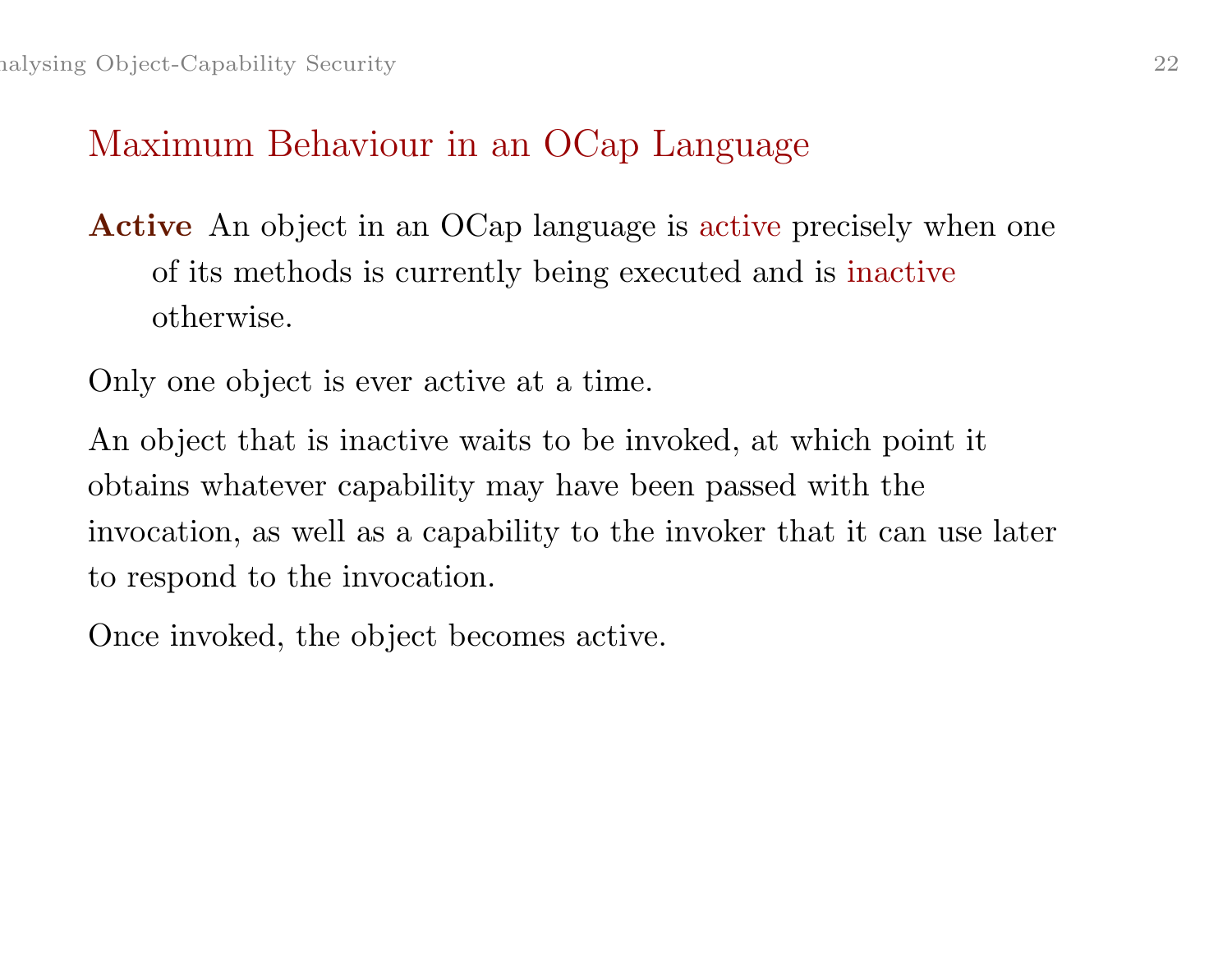## Maximum Behaviour in an OCap Language

**Active** An object in an OCap language is active precisely when one of its methods is currently being executed and is inactive otherwise.

Only one object is ever active at a time.

An object that is inactive waits to be invoked, at which point it obtains whatever capability may have been passed with the invocation, as well as a capability to the invoker that it can use later to respond to the invocation.

Once invoked, the object becomes active.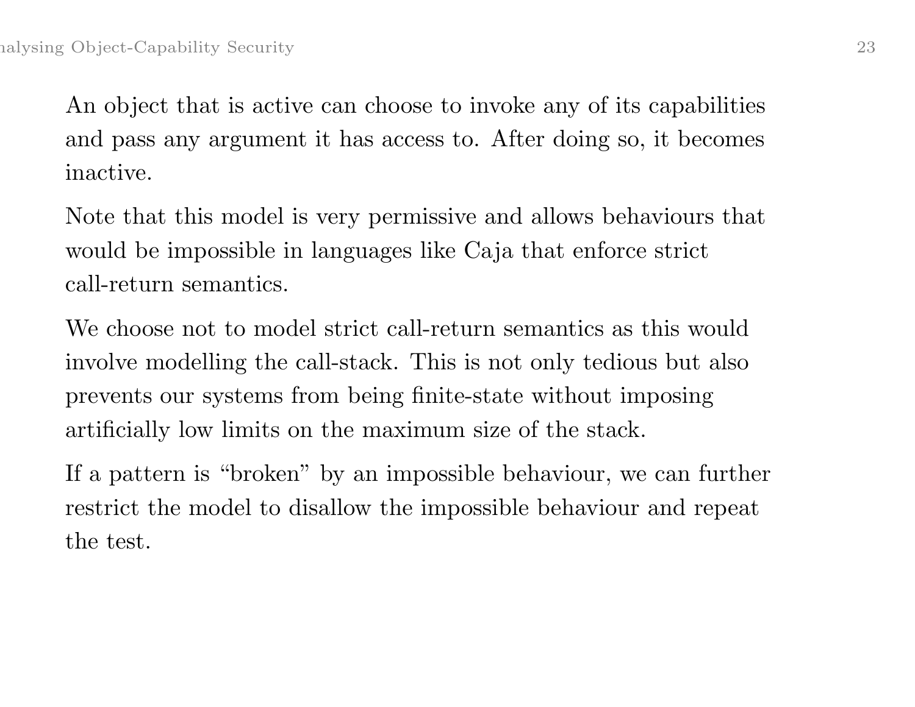An object that is active can choose to invoke any of its capabilities and pass any argument it has access to. After doing so, it becomes inactive.

Note that this model is very permissive and allows behaviours that would be impossible in languages like Caja that enforce strict call-return semantics.

We choose not to model strict call-return semantics as this would involve modelling the call-stack. This is not only tedious but also prevents our systems from being finite-state without imposing artificially low limits on the maximum size of the stack.

If a pattern is "broken" by an impossible behaviour, we can further restrict the model to disallow the impossible behaviour and repeat the test.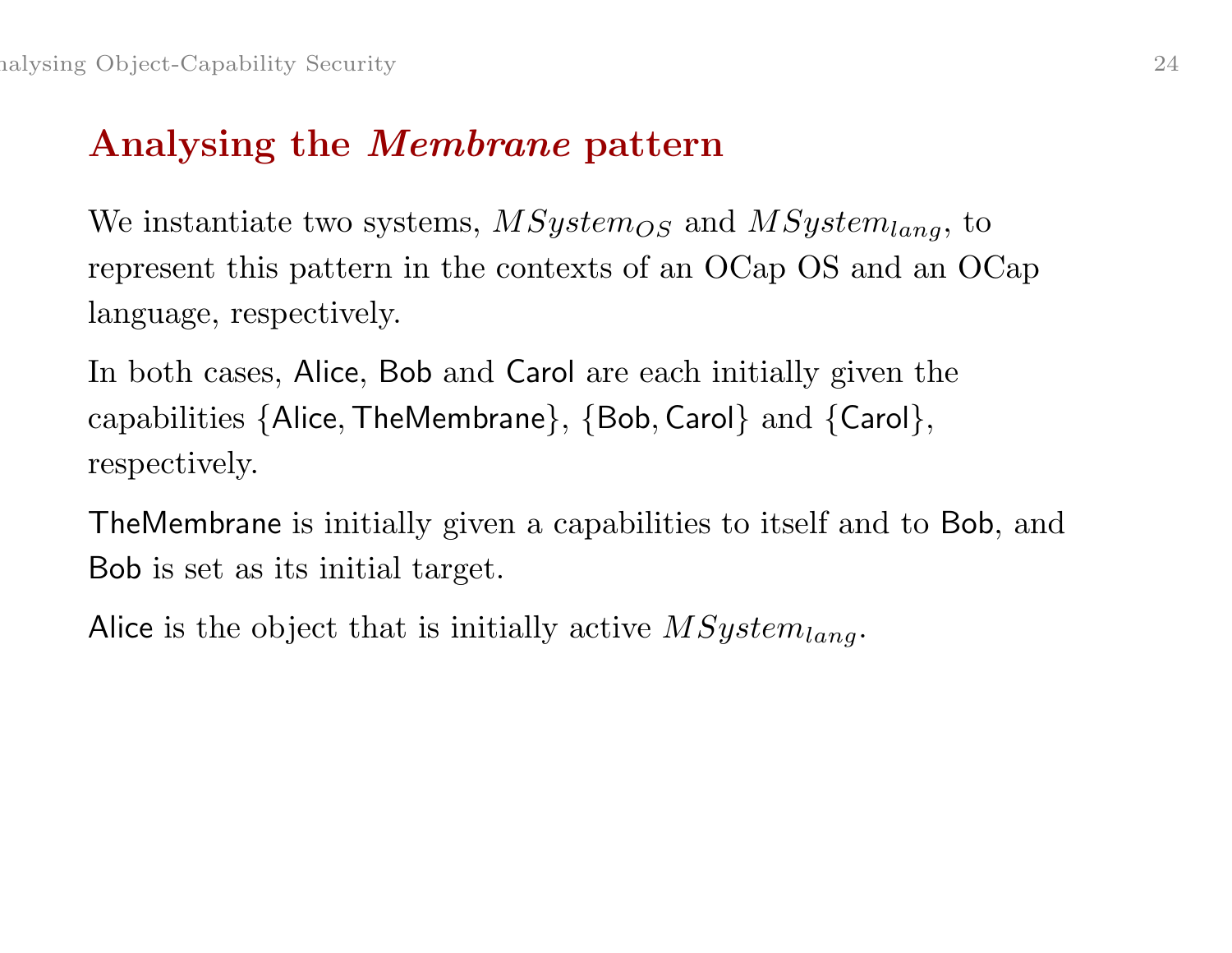## Analysing the *Membrane* pattern

We instantiate two systems, $MSystem_{OS}$ and $MSystem_{lang}$, to represent this pattern in the contexts of an OCap OS and an OCap language, respectively.

In both cases, Alice, Bob and Carol are each initially given the capabilities $\{\mathsf{Alice}, \mathsf{TheMembrane}\}$, $\{\mathsf{Bob}, \mathsf{Carol}\}$ and $\{\mathsf{Carol}\}$, respectively.

TheMembrane is initially given a capabilities to itself and to Bob, and Bob is set as its initial target.

Alice is the object that is initially active $MSystem_{lang}$.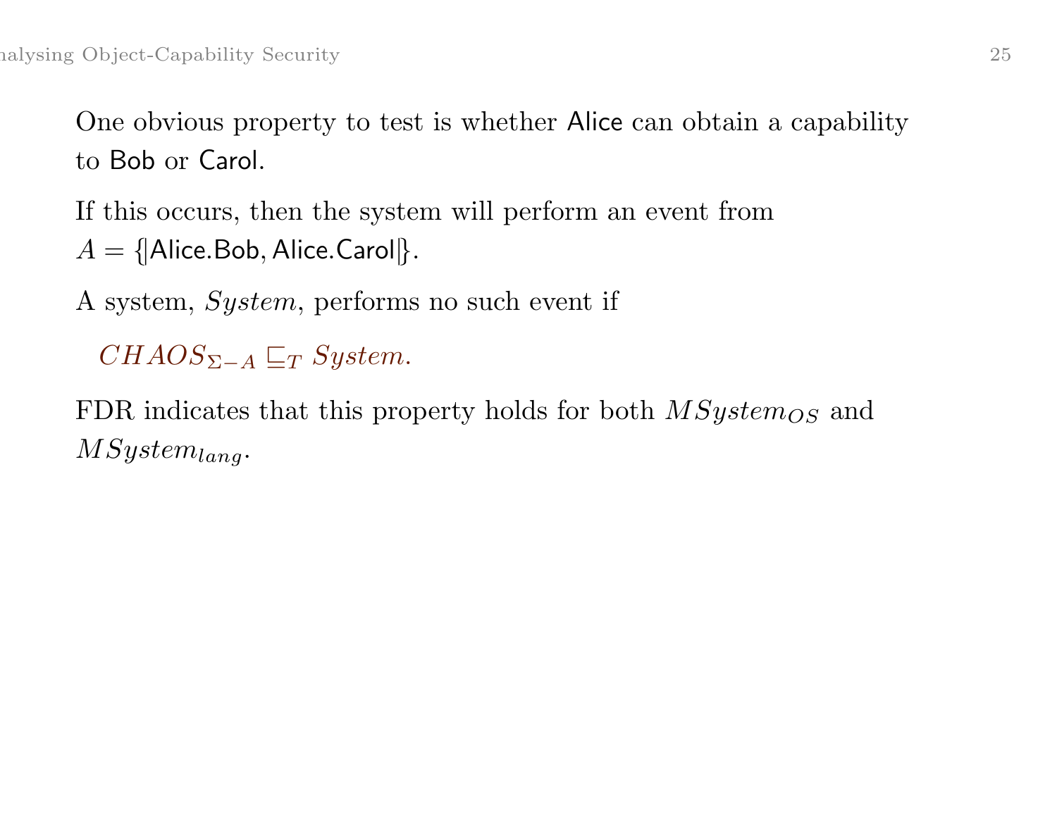One obvious property to test is whether Alice can obtain a capability to Bob or Carol.

If this occurs, then the system will perform an event from $A = \{|\mathsf{Alice.Bob}, \mathsf{Alice.Carol}|\}$.

A system, *System*, performs no such event if

$$CHAOS_{\Sigma - A} \sqsubseteq_T System.$$

FDR indicates that this property holds for both $MSystem_{OS}$ and $MSystem_{lang}$.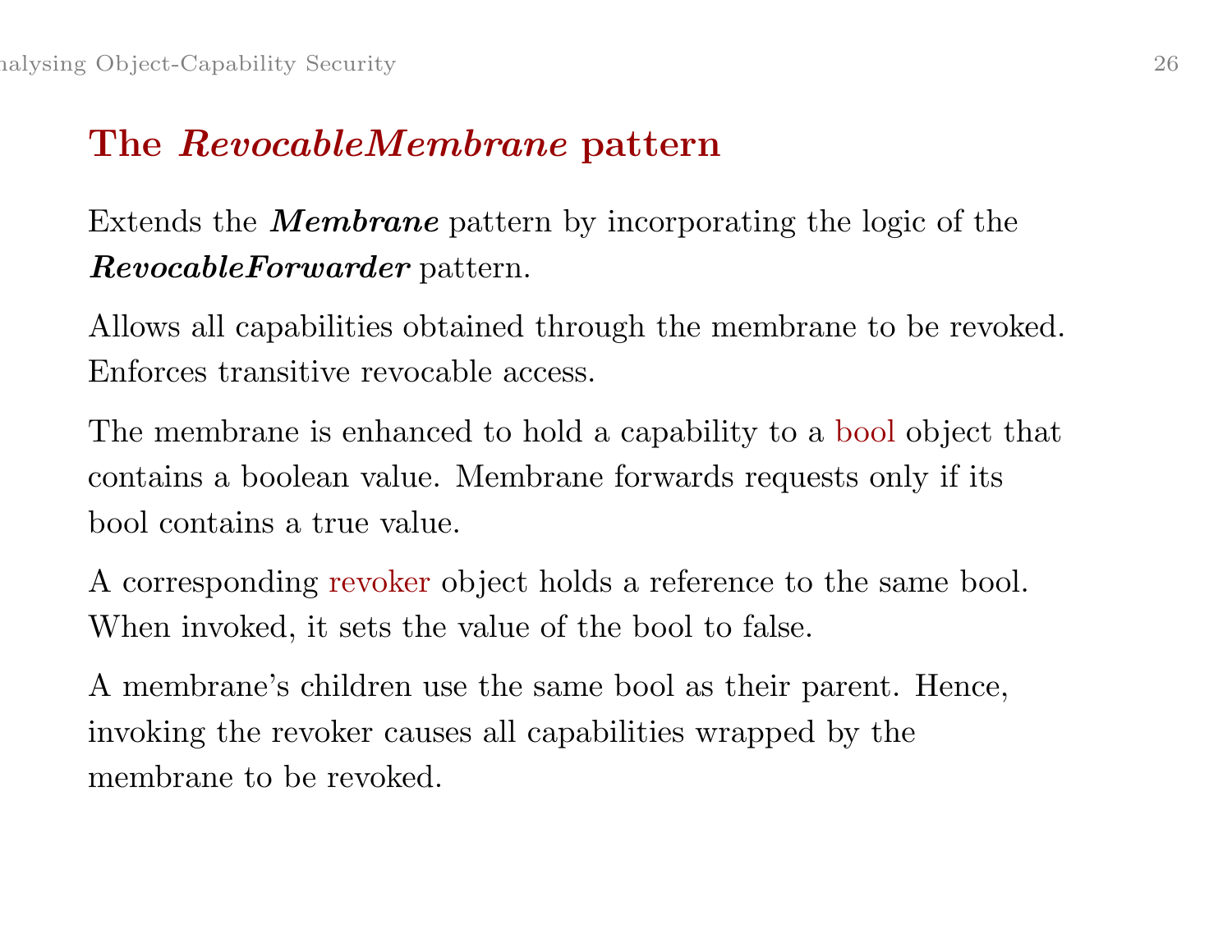## The *RevocableMembrane* pattern

Extends the ***Membrane*** pattern by incorporating the logic of the ***RevocableForwarder*** pattern.

Allows all capabilities obtained through the membrane to be revoked. Enforces transitive revocable access.

The membrane is enhanced to hold a capability to a bool object that contains a boolean value. Membrane forwards requests only if its bool contains a true value.

A corresponding revoker object holds a reference to the same bool. When invoked, it sets the value of the bool to false.

A membrane's children use the same bool as their parent. Hence, invoking the revoker causes all capabilities wrapped by the membrane to be revoked.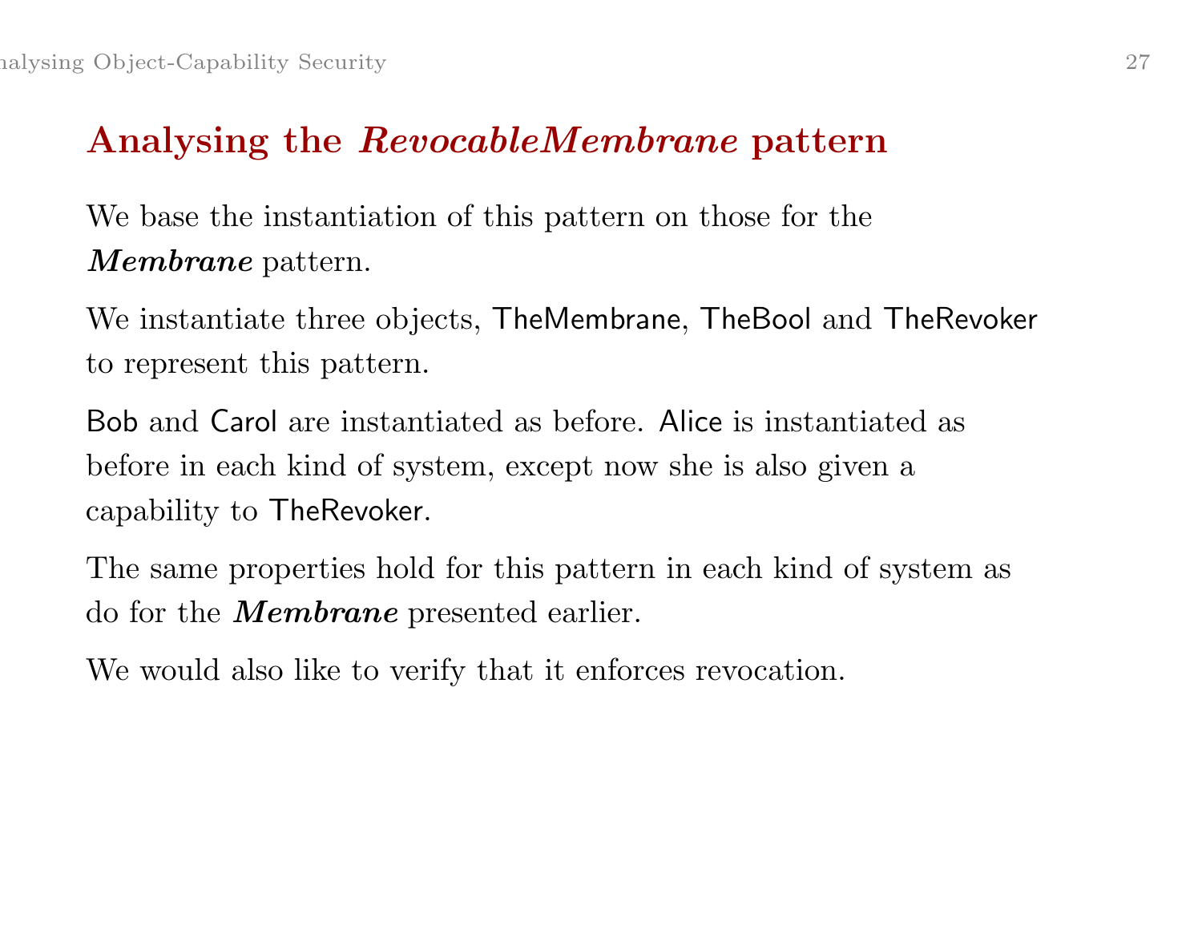## Analysing the *RevocableMembrane* pattern

We base the instantiation of this pattern on those for the ***Membrane*** pattern.

We instantiate three objects, TheMembrane, TheBool and TheRevoker to represent this pattern.

Bob and Carol are instantiated as before. Alice is instantiated as before in each kind of system, except now she is also given a capability to TheRevoker.

The same properties hold for this pattern in each kind of system as do for the ***Membrane*** presented earlier.

We would also like to verify that it enforces revocation.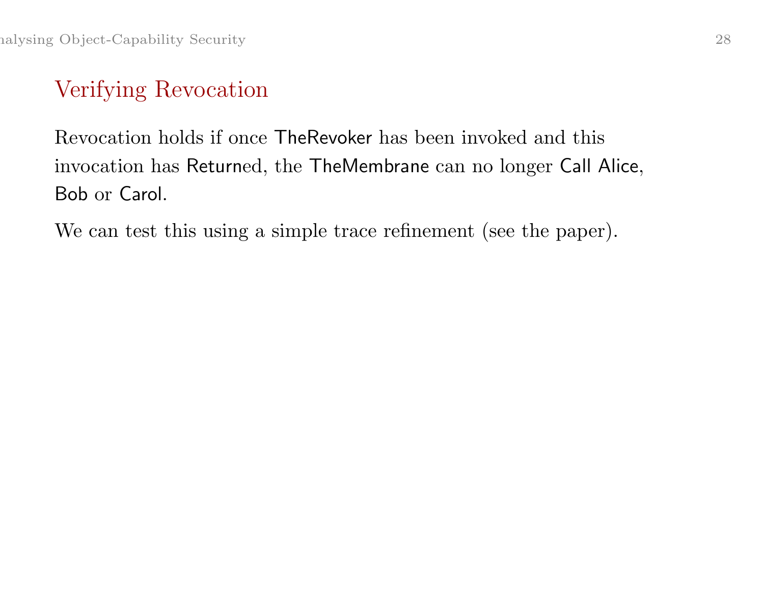## Verifying Revocation

Revocation holds if once TheRevoker has been invoked and this invocation has Returned, the TheMembrane can no longer Call Alice, Bob or Carol.

We can test this using a simple trace refinement (see the paper).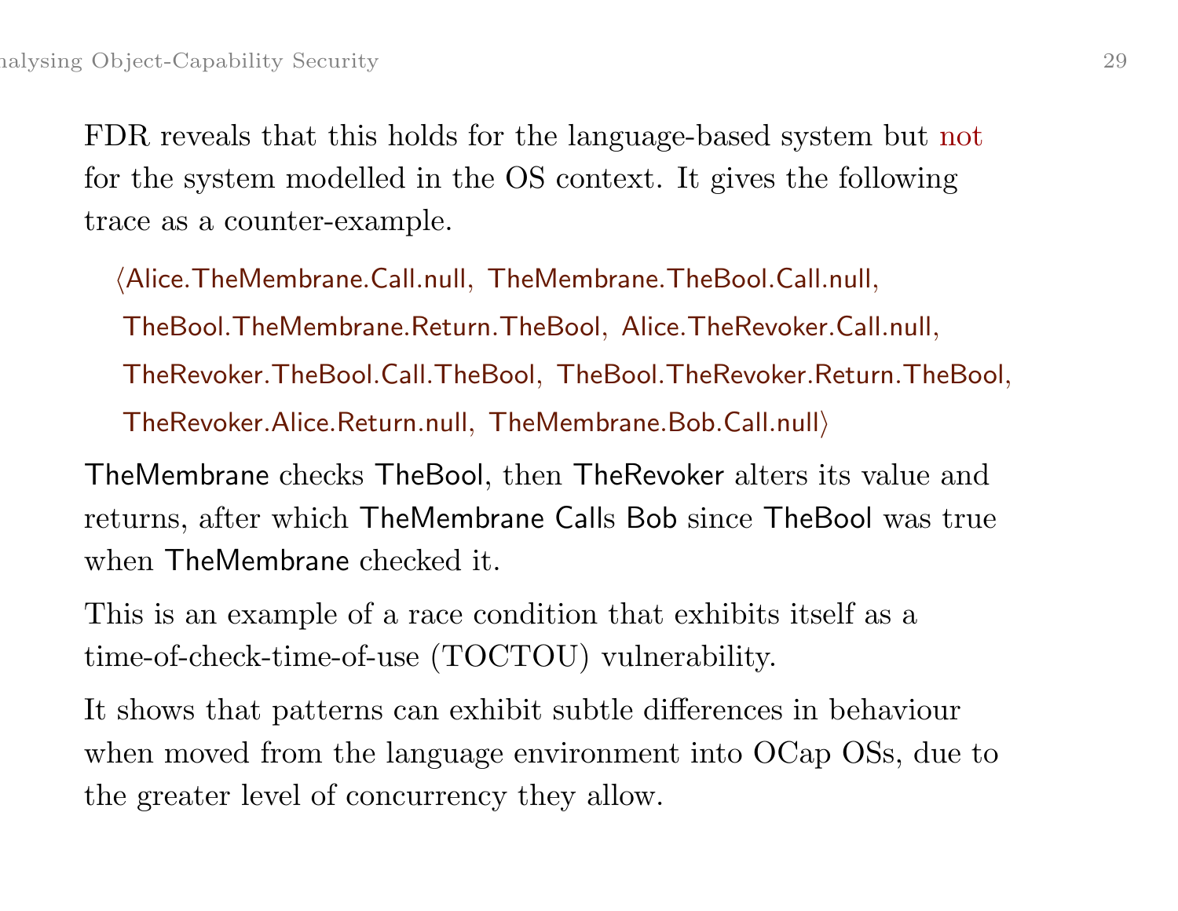FDR reveals that this holds for the language-based system but not for the system modelled in the OS context. It gives the following trace as a counter-example.

$\langle$Alice.TheMembrane.Call.null, TheMembrane.TheBool.Call.null,
TheBool.TheMembrane.Return.TheBool, Alice.TheRevoker.Call.null,
TheRevoker.TheBool.Call.TheBool, TheBool.TheRevoker.Return.TheBool,
TheRevoker.Alice.Return.null, TheMembrane.Bob.Call.null$\rangle$

TheMembrane checks TheBool, then TheRevoker alters its value and returns, after which TheMembrane Calls Bob since TheBool was true when TheMembrane checked it.

This is an example of a race condition that exhibits itself as a time-of-check-time-of-use (TOCTOU) vulnerability.

It shows that patterns can exhibit subtle differences in behaviour when moved from the language environment into OCap OSs, due to the greater level of concurrency they allow.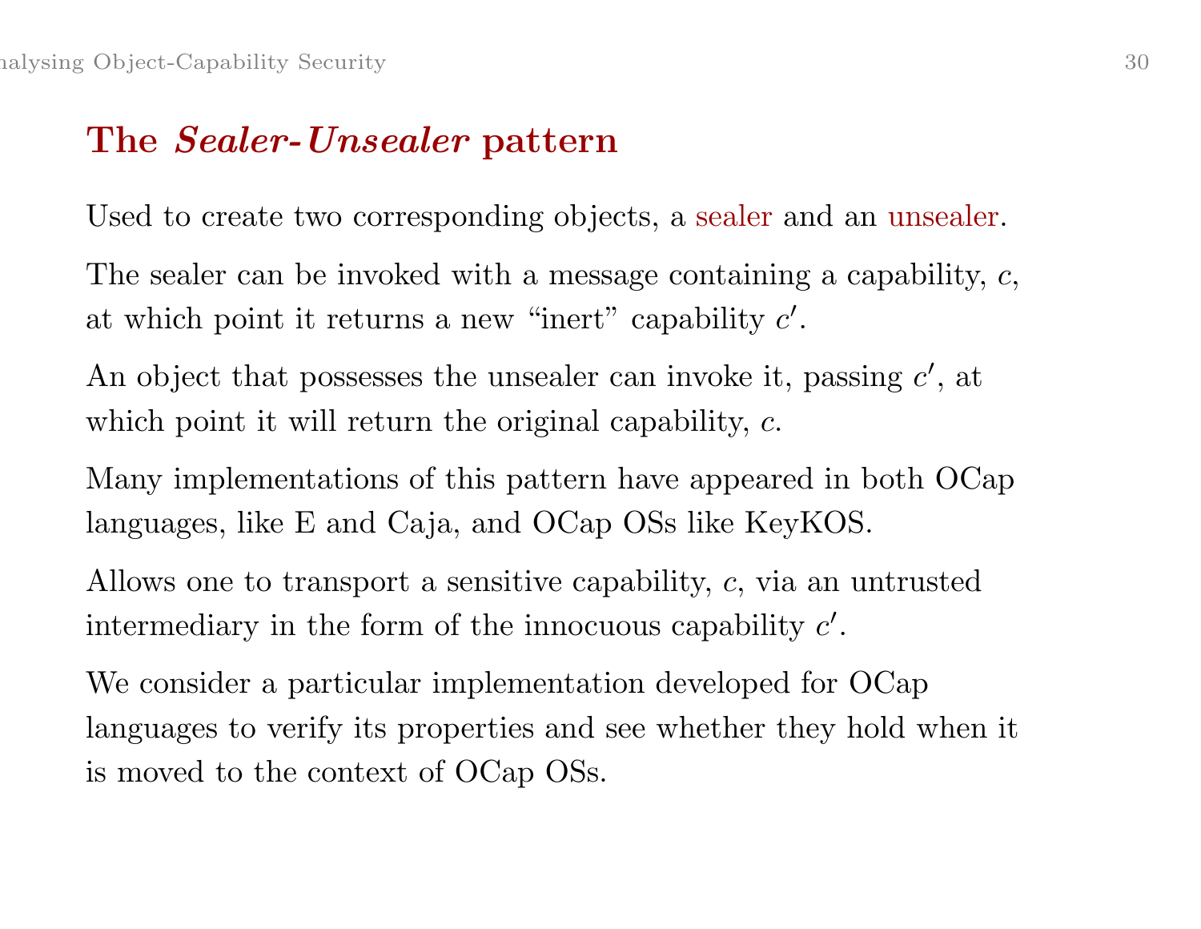## The *Sealer-Unsealer* pattern

Used to create two corresponding objects, a sealer and an unsealer.

The sealer can be invoked with a message containing a capability, $c$, at which point it returns a new "inert" capability $c'$.

An object that possesses the unsealer can invoke it, passing $c'$, at which point it will return the original capability, $c$.

Many implementations of this pattern have appeared in both OCap languages, like E and Caja, and OCap OSs like KeyKOS.

Allows one to transport a sensitive capability, $c$, via an untrusted intermediary in the form of the innocuous capability $c'$.

We consider a particular implementation developed for OCap languages to verify its properties and see whether they hold when it is moved to the context of OCap OSs.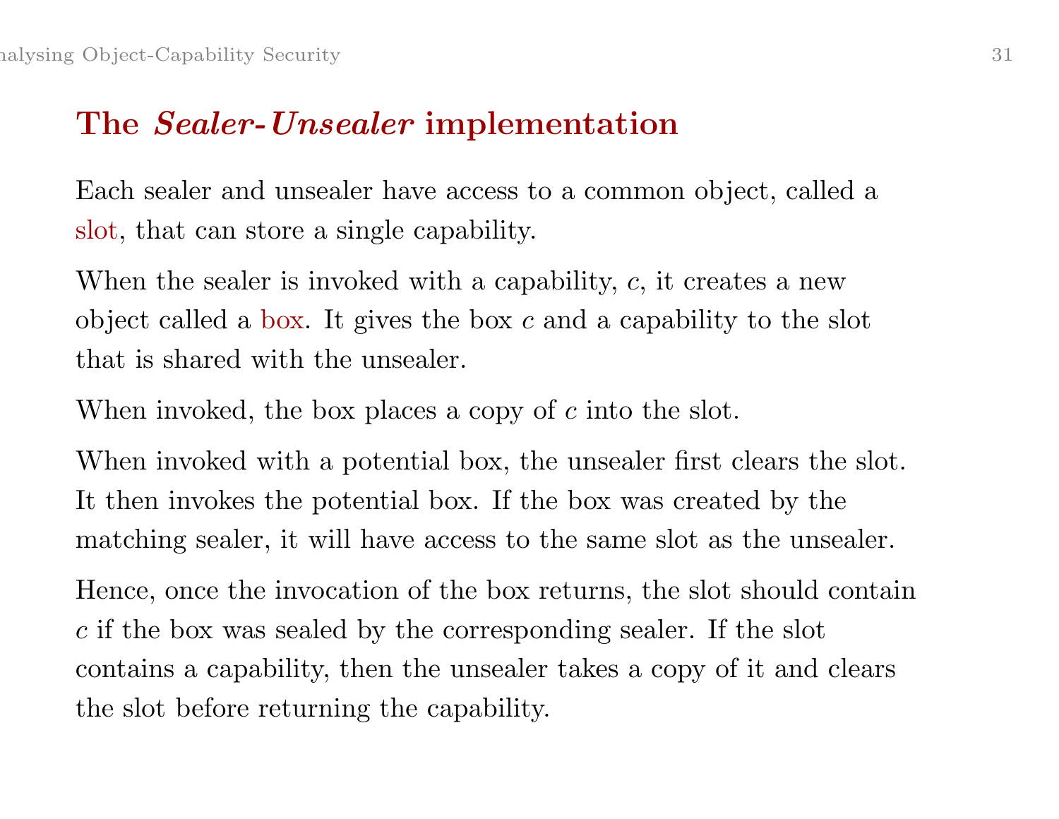## The *Sealer-Unsealer* implementation

Each sealer and unsealer have access to a common object, called a slot, that can store a single capability.

When the sealer is invoked with a capability, $c$, it creates a new object called a box. It gives the box $c$ and a capability to the slot that is shared with the unsealer.

When invoked, the box places a copy of $c$ into the slot.

When invoked with a potential box, the unsealer first clears the slot. It then invokes the potential box. If the box was created by the matching sealer, it will have access to the same slot as the unsealer.

Hence, once the invocation of the box returns, the slot should contain $c$ if the box was sealed by the corresponding sealer. If the slot contains a capability, then the unsealer takes a copy of it and clears the slot before returning the capability.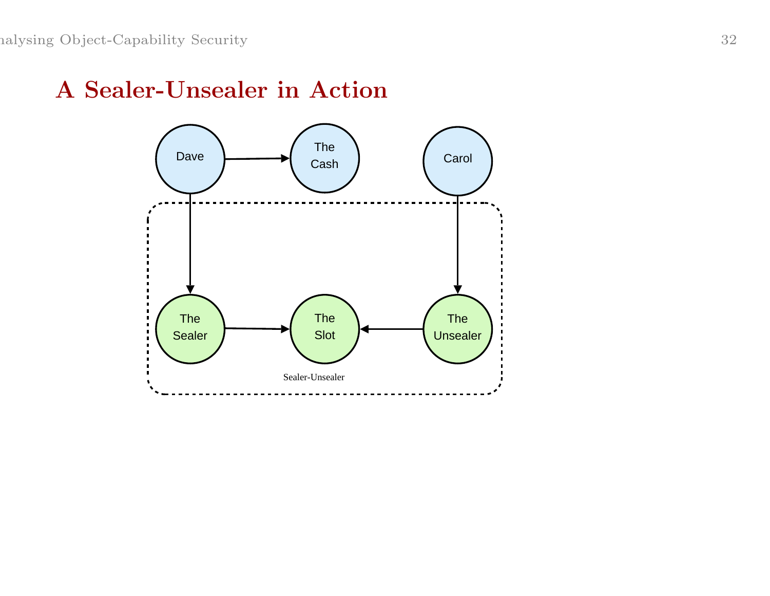## A Sealer-Unsealer in Action

Dave

The Cash

Carol

The Sealer

The Slot

The Unsealer

Sealer-Unsealer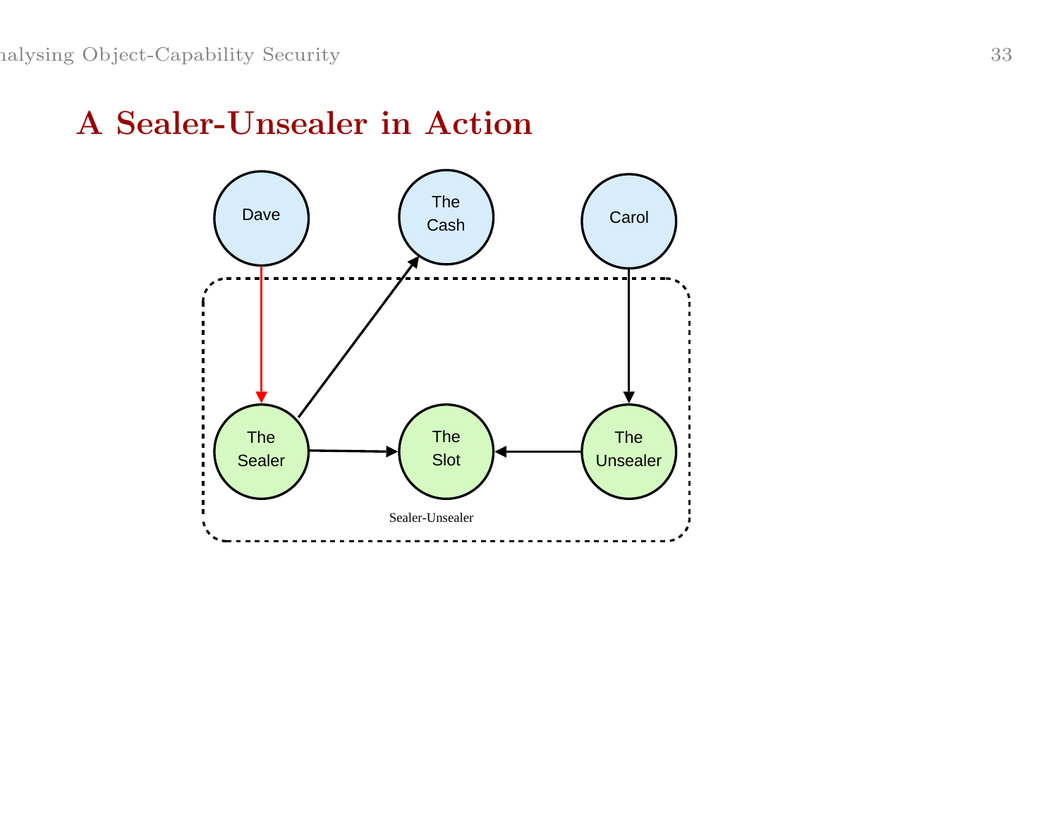## A Sealer-Unsealer in Action

Dave

The Cash

Carol

The Sealer

The Slot

The Unsealer

Sealer-Unsealer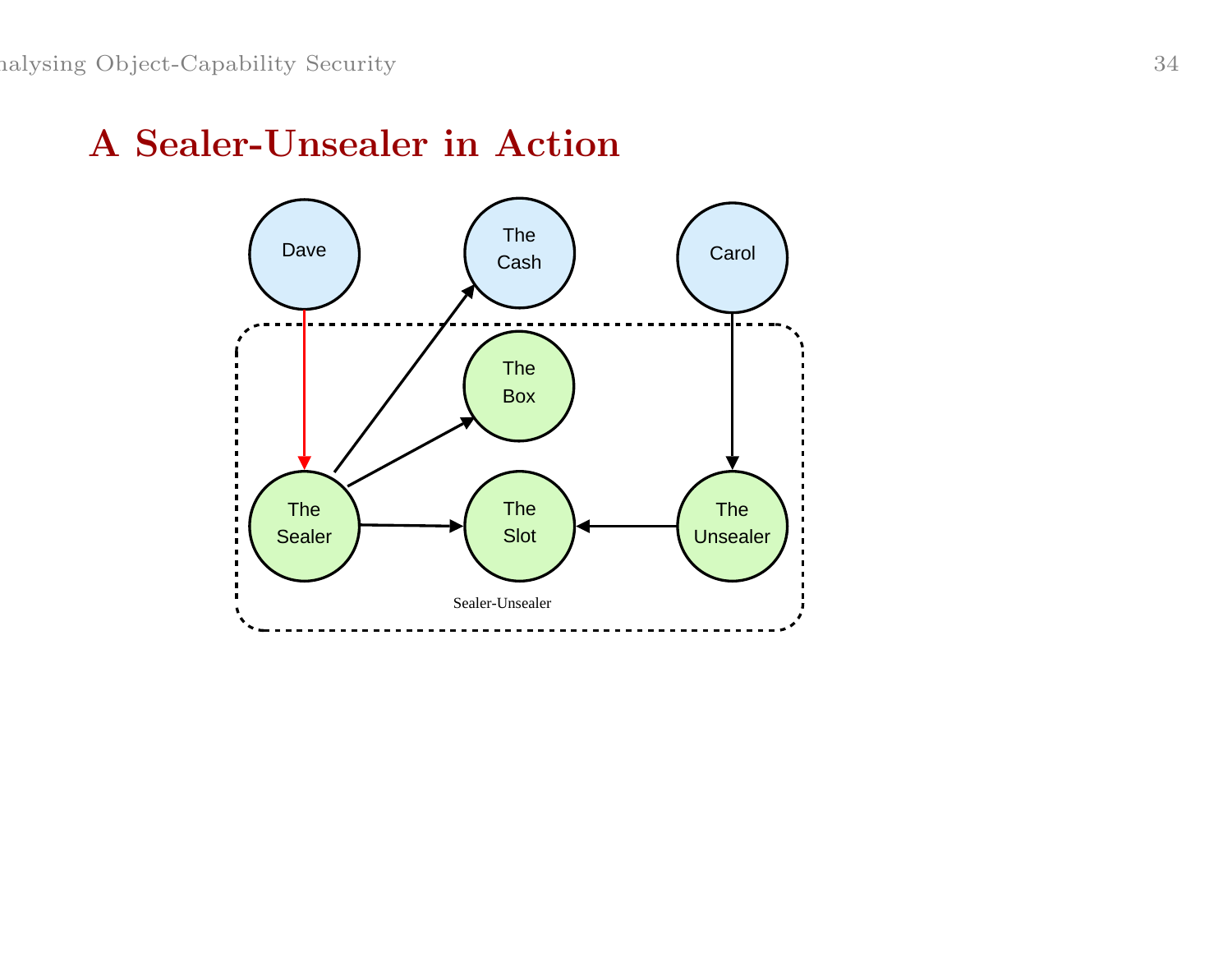## A Sealer-Unsealer in Action

Dave

The Cash

Carol

The Box

The Sealer

The Slot

The Unsealer

Sealer-Unsealer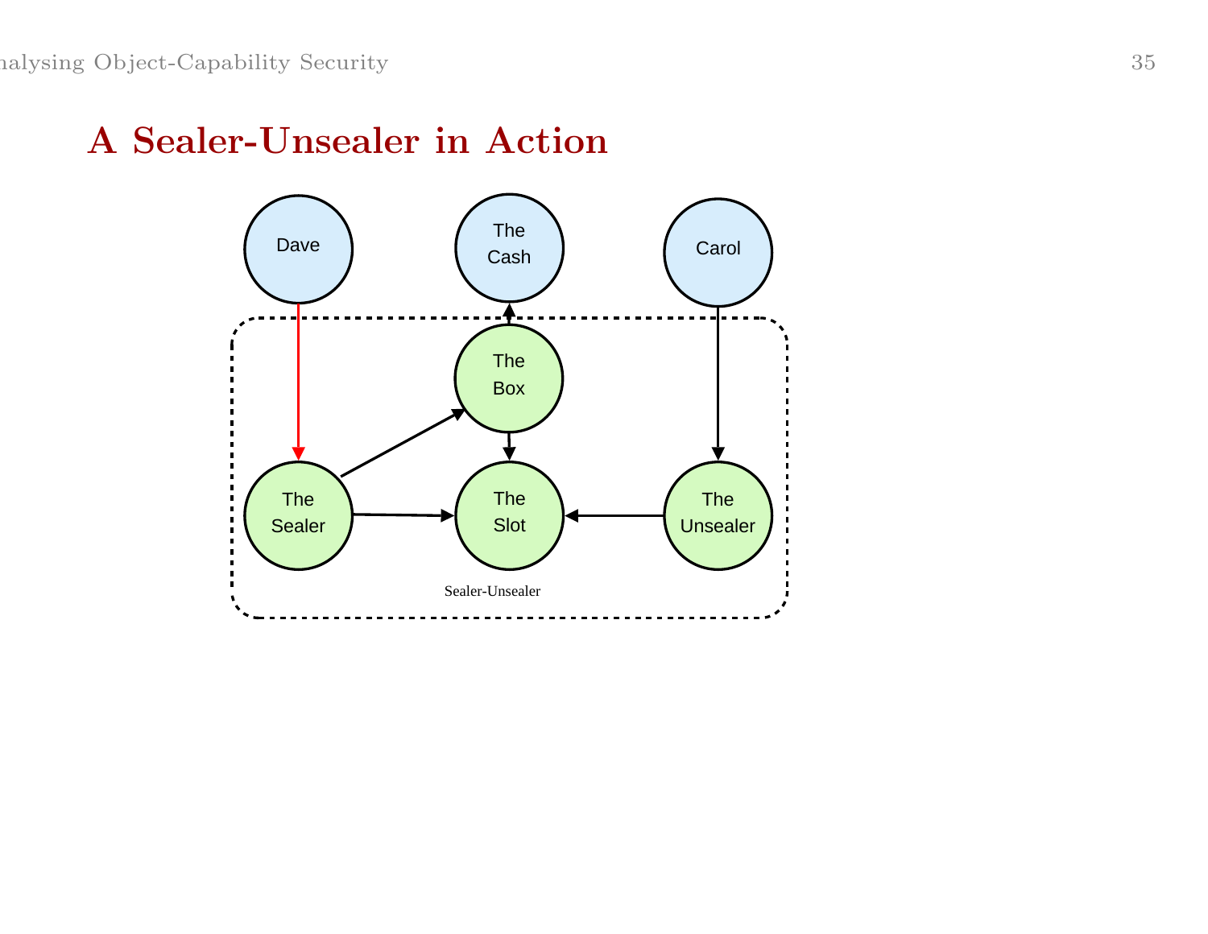## A Sealer-Unsealer in Action

Dave

The Cash

Carol

The Box

The Sealer

The Slot

The Unsealer

Sealer-Unsealer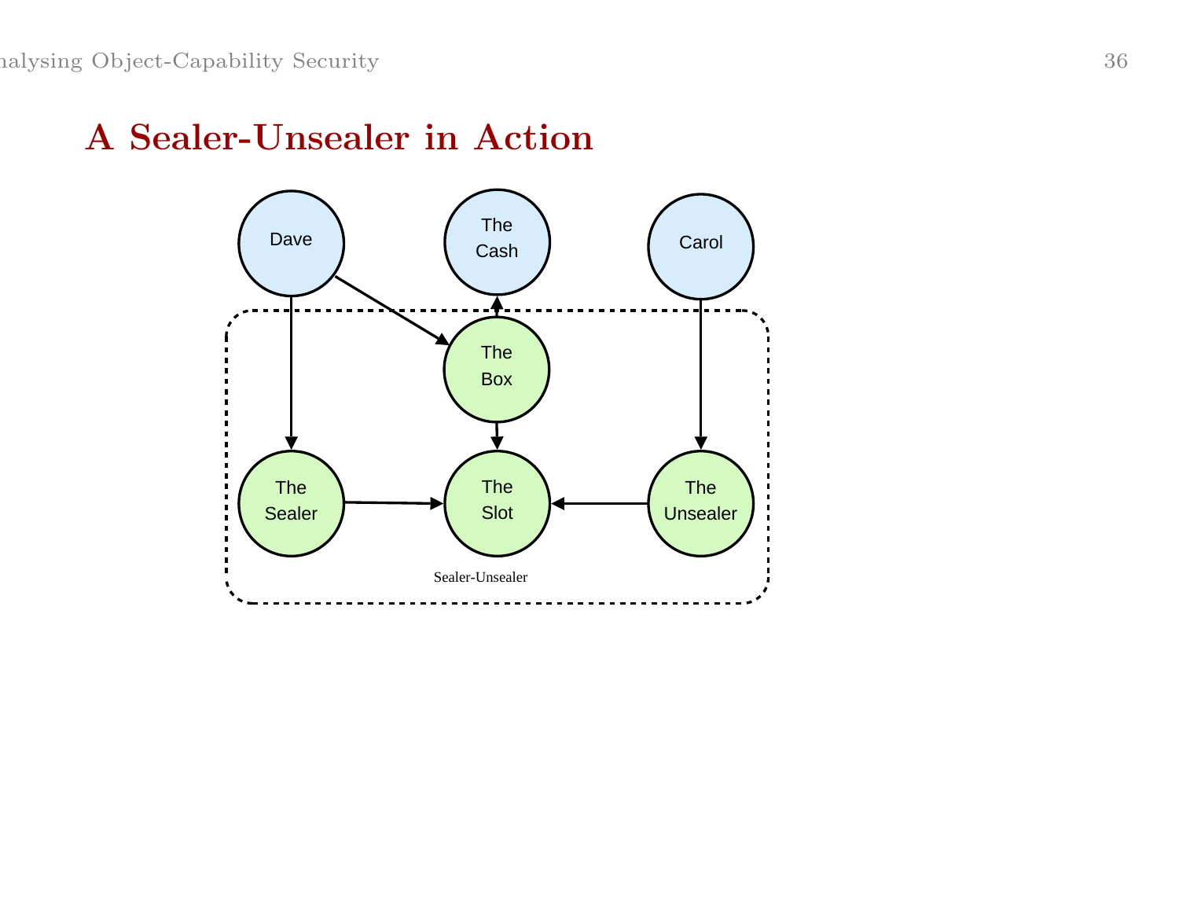## A Sealer-Unsealer in Action

Dave

The Cash

Carol

The Box

The Sealer

The Slot

The Unsealer

Sealer-Unsealer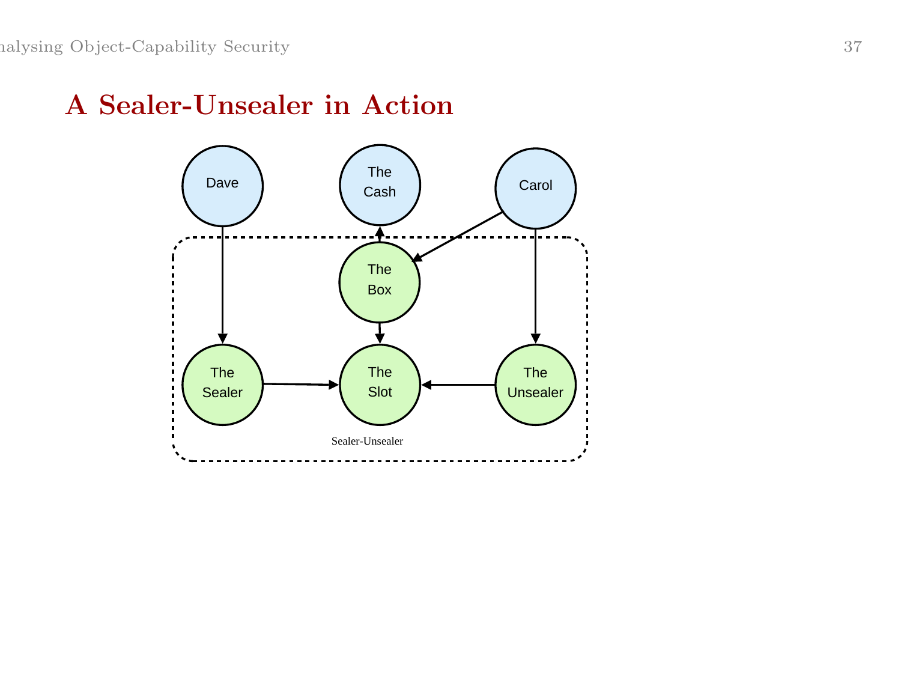## A Sealer-Unsealer in Action

Dave

The Cash

Carol

The Box

The Sealer

The Slot

The Unsealer

Sealer-Unsealer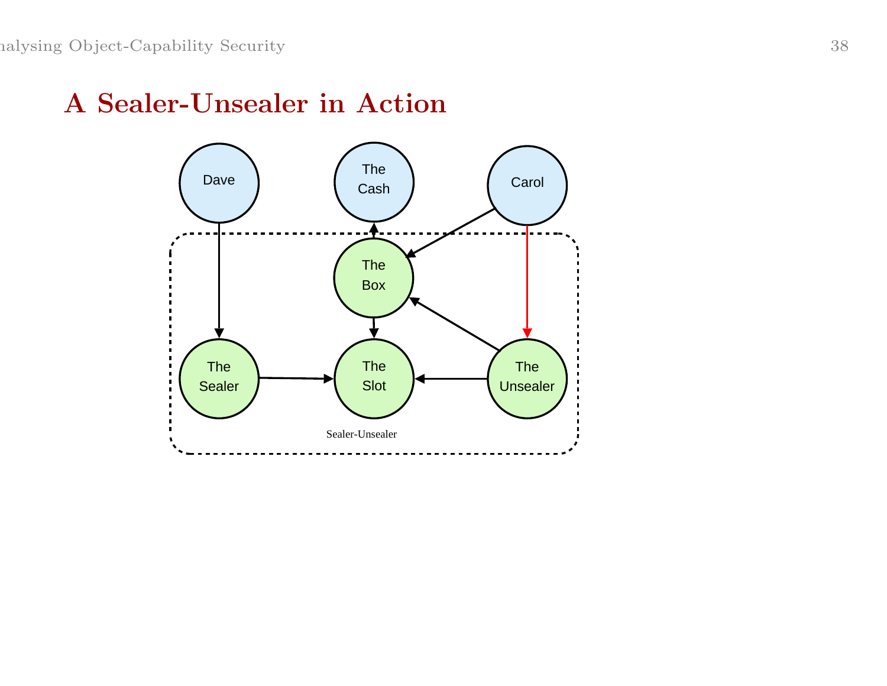# A Sealer-Unsealer in Action

Dave

The Cash

Carol

The Box

The Sealer

The Slot

The Unsealer

Sealer-Unsealer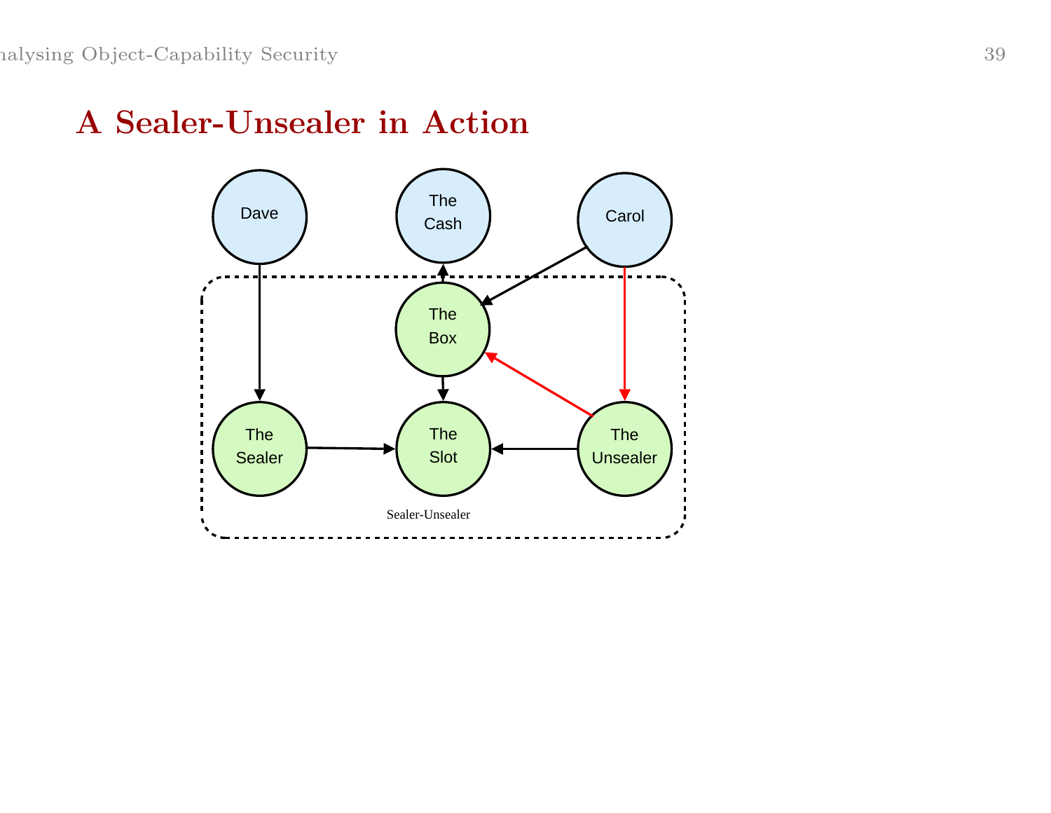## A Sealer-Unsealer in Action

Dave

The Cash

Carol

The Box

The Sealer

The Slot

The Unsealer

Sealer-Unsealer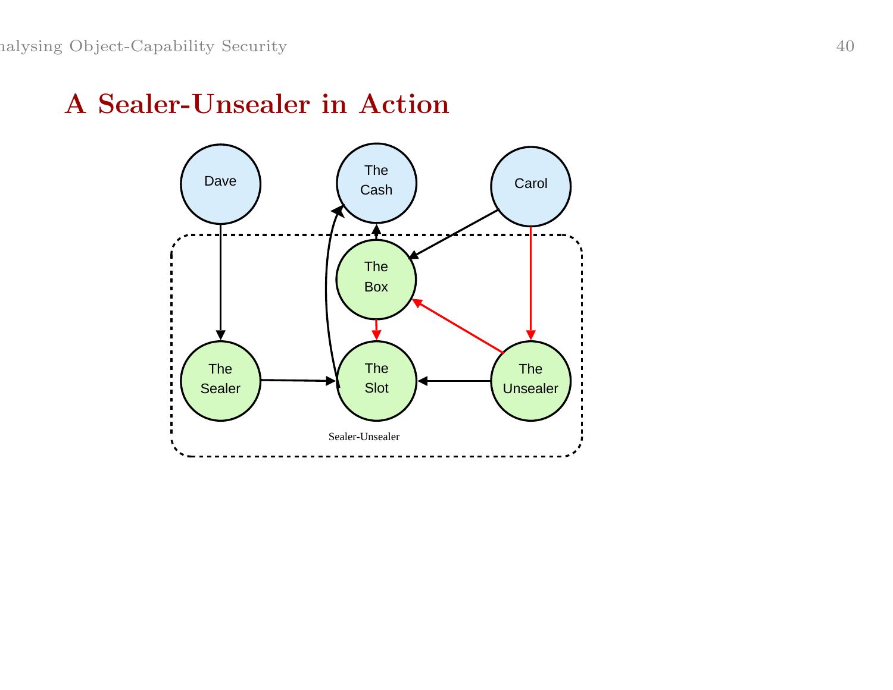## A Sealer-Unsealer in Action

Dave

The Cash

Carol

The Box

The Sealer

The Slot

The Unsealer

Sealer-Unsealer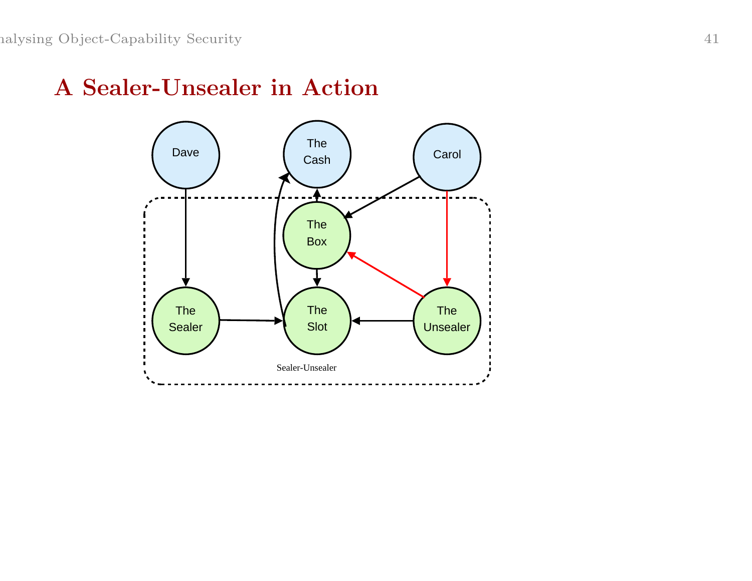# A Sealer-Unsealer in Action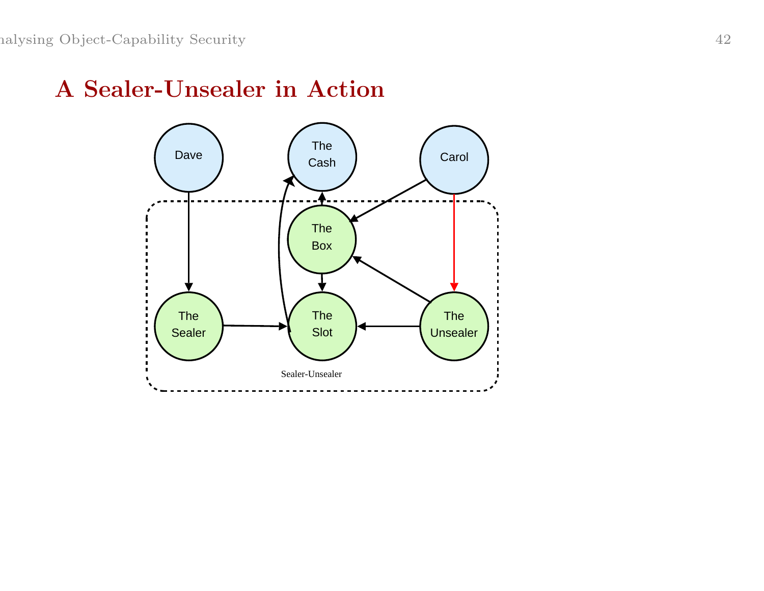# A Sealer-Unsealer in Action

Dave

The Cash

Carol

The Box

The Sealer

The Slot

The Unsealer

Sealer-Unsealer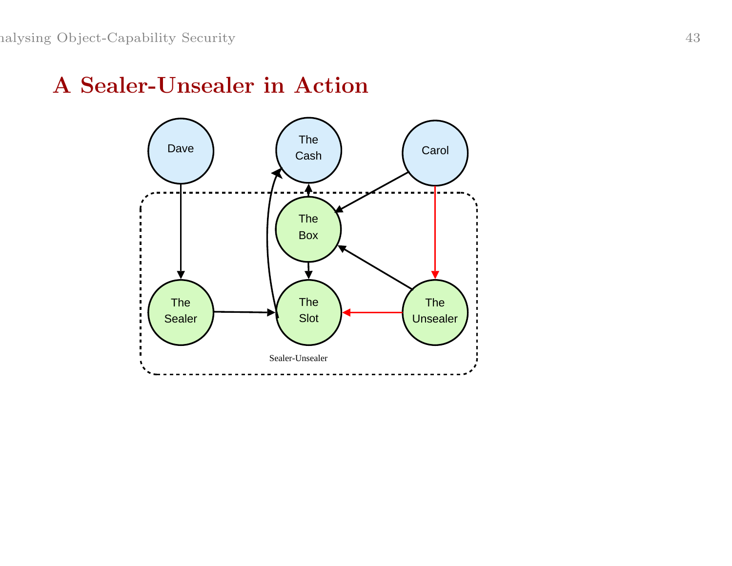## A Sealer-Unsealer in Action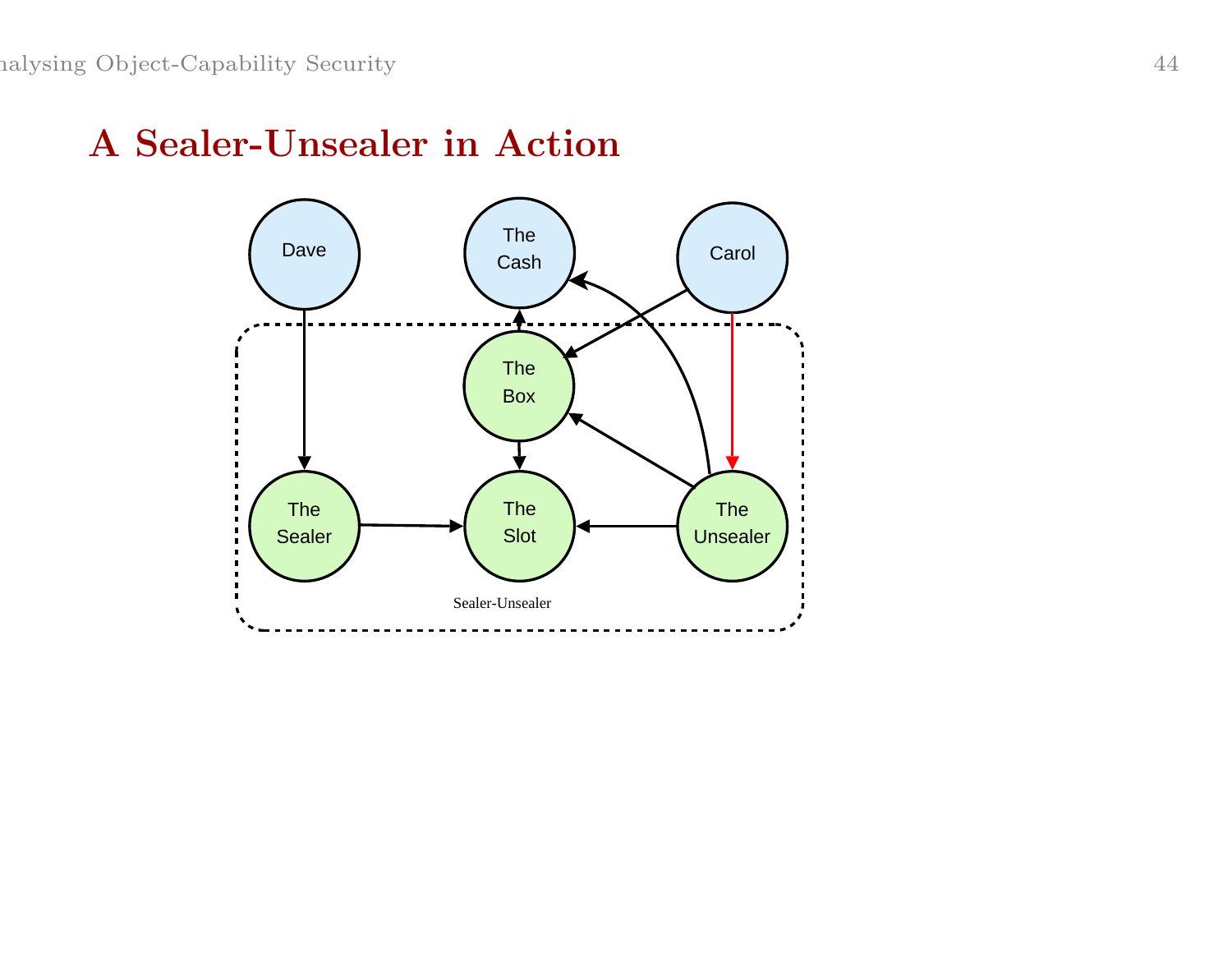## A Sealer-Unsealer in Action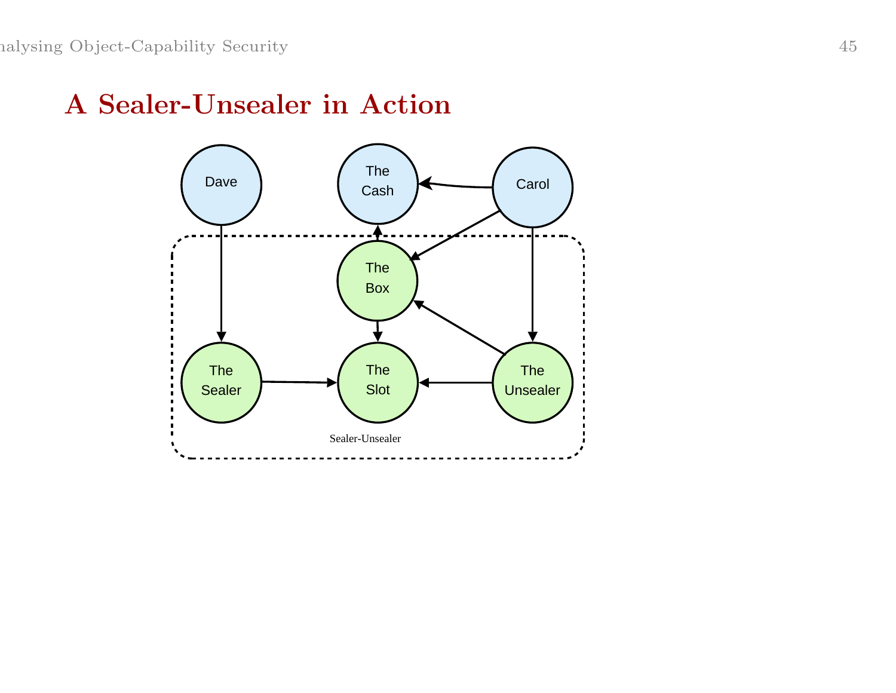## A Sealer-Unsealer in Action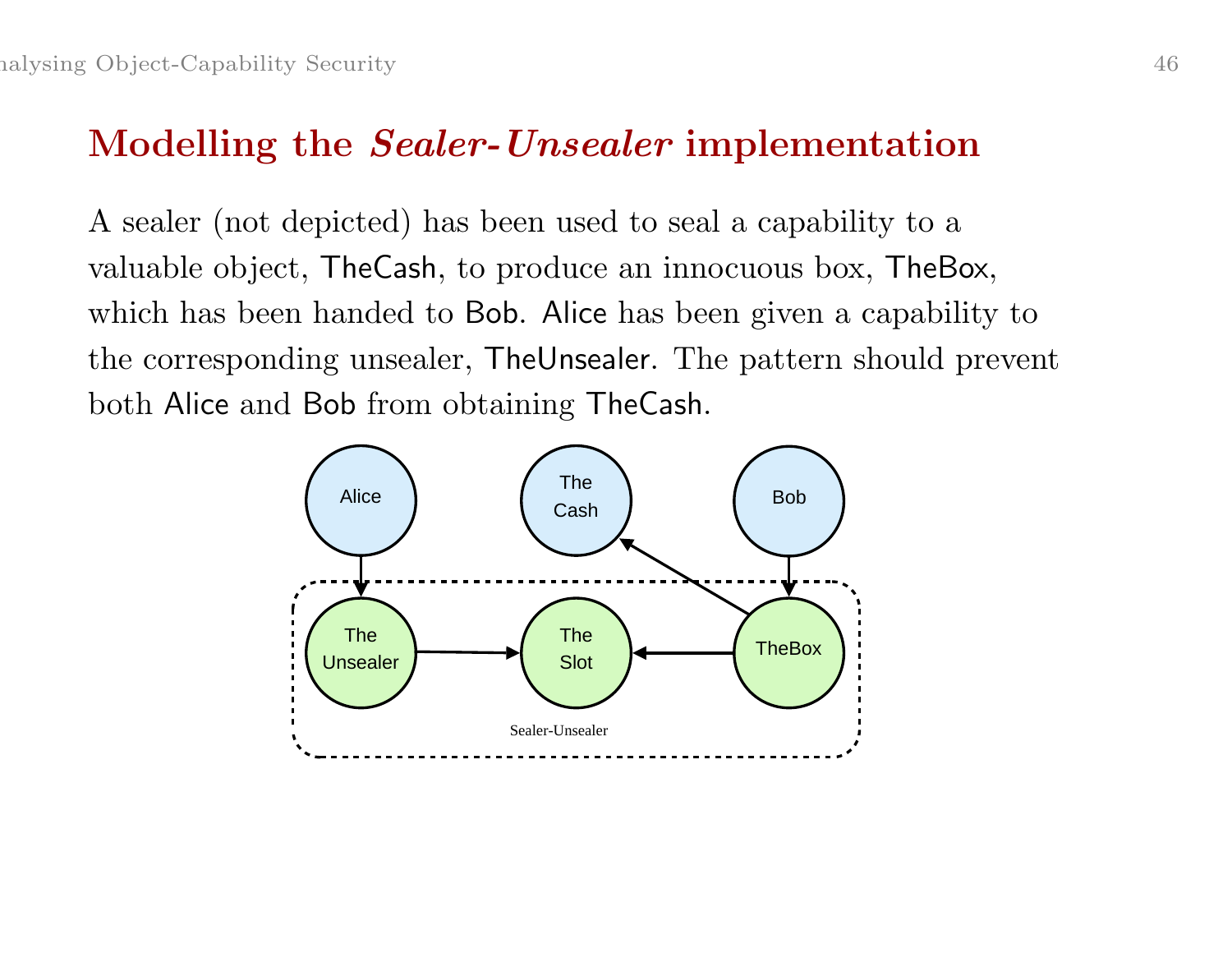## Modelling the *Sealer-Unsealer* implementation

A sealer (not depicted) has been used to seal a capability to a valuable object, TheCash, to produce an innocuous box, TheBox, which has been handed to Bob. Alice has been given a capability to the corresponding unsealer, TheUnsealer. The pattern should prevent both Alice and Bob from obtaining TheCash.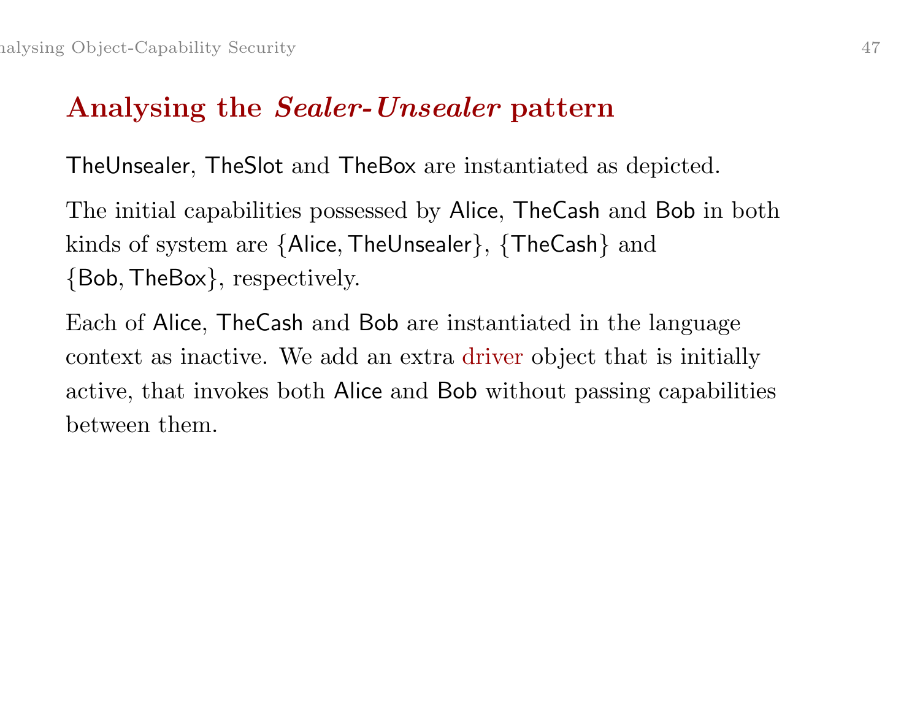## Analysing the *Sealer-Unsealer* pattern

TheUnsealer, TheSlot and TheBox are instantiated as depicted.

The initial capabilities possessed by Alice, TheCash and Bob in both kinds of system are $\{\mathsf{Alice}, \mathsf{TheUnsealer}\}$, $\{\mathsf{TheCash}\}$ and $\{\mathsf{Bob}, \mathsf{TheBox}\}$, respectively.

Each of Alice, TheCash and Bob are instantiated in the language context as inactive. We add an extra driver object that is initially active, that invokes both Alice and Bob without passing capabilities between them.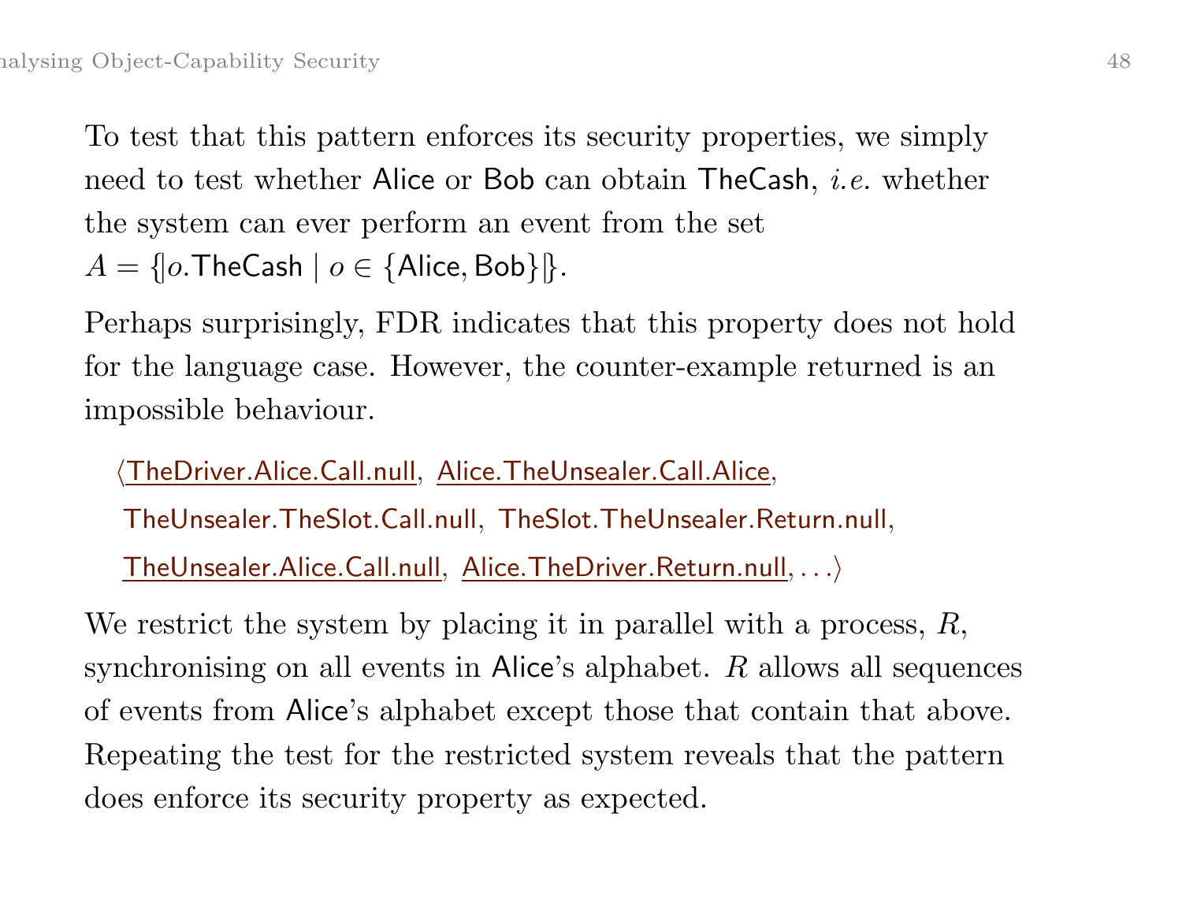To test that this pattern enforces its security properties, we simply need to test whether Alice or Bob can obtain TheCash, *i.e.* whether the system can ever perform an event from the set $A = \{|o.\mathsf{TheCash} \mid o \in \{\mathsf{Alice}, \mathsf{Bob}\}|\}$.

Perhaps surprisingly, FDR indicates that this property does not hold for the language case. However, the counter-example returned is an impossible behaviour.

$\langle$TheDriver.Alice.Call.null, Alice.TheUnsealer.Call.Alice, TheUnsealer.TheSlot.Call.null, TheSlot.TheUnsealer.Return.null, TheUnsealer.Alice.Call.null, Alice.TheDriver.Return.null, $\ldots\rangle$

We restrict the system by placing it in parallel with a process, $R$, synchronising on all events in Alice's alphabet. $R$ allows all sequences of events from Alice's alphabet except those that contain that above. Repeating the test for the restricted system reveals that the pattern does enforce its security property as expected.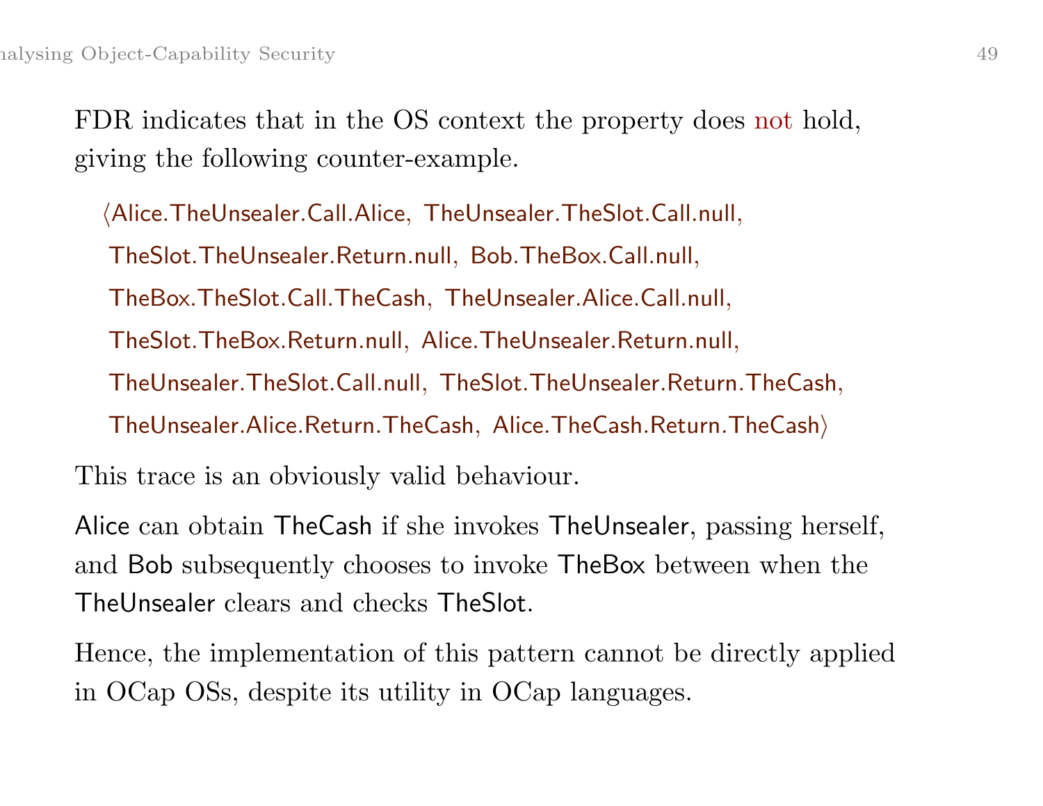FDR indicates that in the OS context the property does not hold, giving the following counter-example.

⟨Alice.TheUnsealer.Call.Alice, TheUnsealer.TheSlot.Call.null,
TheSlot.TheUnsealer.Return.null, Bob.TheBox.Call.null,
TheBox.TheSlot.Call.TheCash, TheUnsealer.Alice.Call.null,
TheSlot.TheBox.Return.null, Alice.TheUnsealer.Return.null,
TheUnsealer.TheSlot.Call.null, TheSlot.TheUnsealer.Return.TheCash,
TheUnsealer.Alice.Return.TheCash, Alice.TheCash.Return.TheCash⟩

This trace is an obviously valid behaviour.

Alice can obtain TheCash if she invokes TheUnsealer, passing herself, and Bob subsequently chooses to invoke TheBox between when the TheUnsealer clears and checks TheSlot.

Hence, the implementation of this pattern cannot be directly applied in OCap OSs, despite its utility in OCap languages.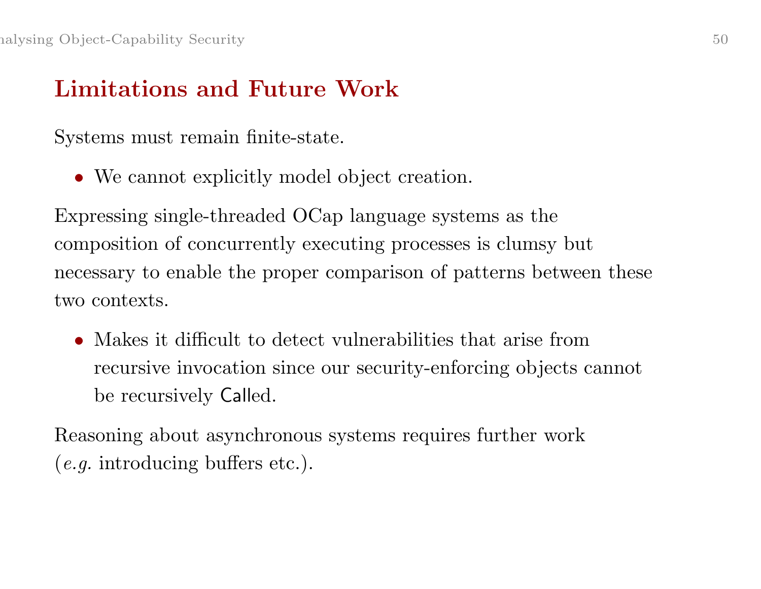# Limitations and Future Work

Systems must remain finite-state.

- We cannot explicitly model object creation.

Expressing single-threaded OCap language systems as the composition of concurrently executing processes is clumsy but necessary to enable the proper comparison of patterns between these two contexts.

- Makes it difficult to detect vulnerabilities that arise from recursive invocation since our security-enforcing objects cannot be recursively Called.

Reasoning about asynchronous systems requires further work (*e.g.* introducing buffers etc.).